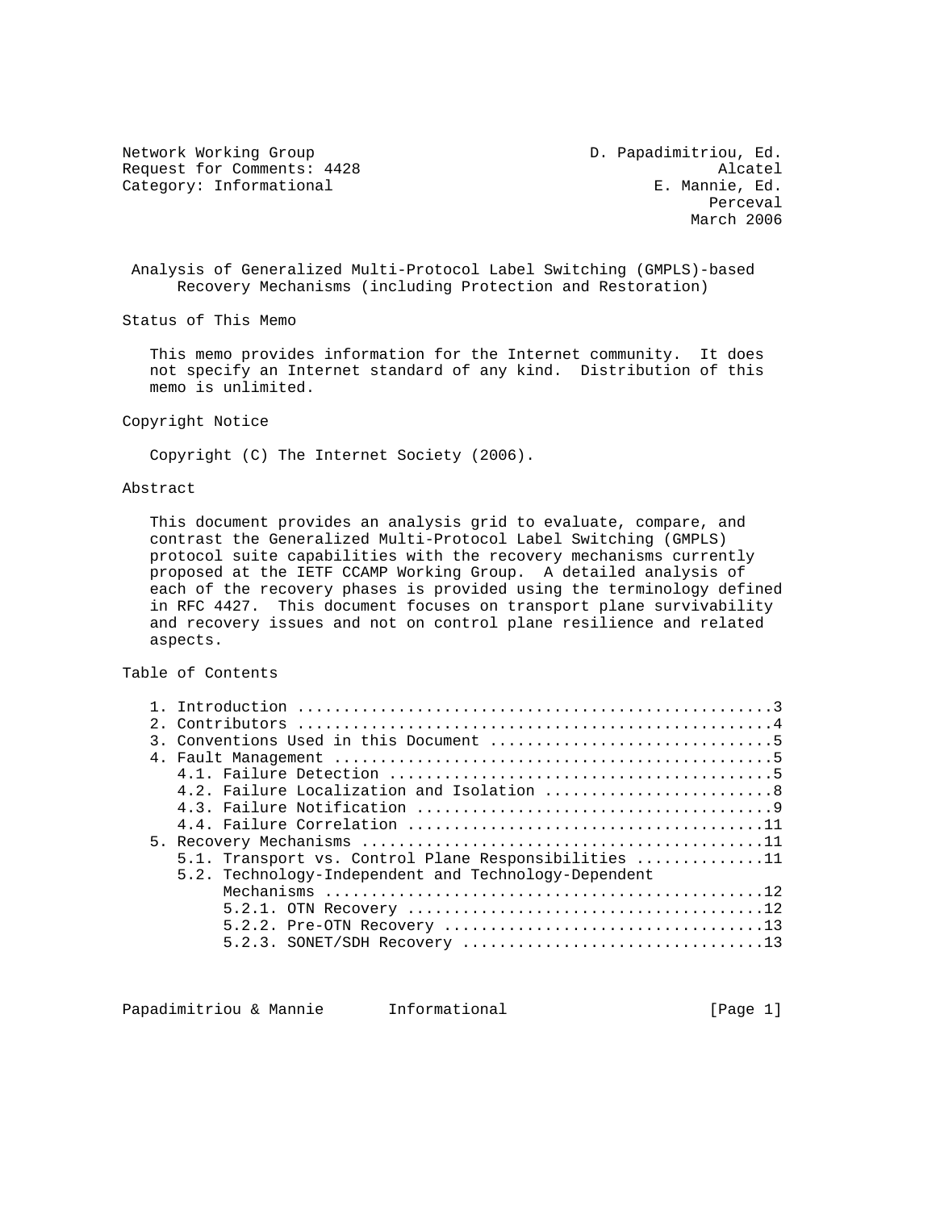Network Working Group D. Papadimitriou, Ed.
Request for Comments: 4428 Alcatel
Category: Informational E. Mannie, Ed.
Perceval
March 2006

# Analysis of Generalized Multi-Protocol Label Switching (GMPLS)-based Recovery Mechanisms (including Protection and Restoration)

## Status of This Memo

This memo provides information for the Internet community. It does not specify an Internet standard of any kind. Distribution of this memo is unlimited.

## Copyright Notice

Copyright (C) The Internet Society (2006).

## Abstract

This document provides an analysis grid to evaluate, compare, and contrast the Generalized Multi-Protocol Label Switching (GMPLS) protocol suite capabilities with the recovery mechanisms currently proposed at the IETF CCAMP Working Group. A detailed analysis of each of the recovery phases is provided using the terminology defined in RFC 4427. This document focuses on transport plane survivability and recovery issues and not on control plane resilience and related aspects.

## Table of Contents

```
   1. Introduction ....................................................3
   2. Contributors ....................................................4
   3. Conventions Used in this Document ...............................5
   4. Fault Management ................................................5
      4.1. Failure Detection ..........................................5
      4.2. Failure Localization and Isolation .........................8
      4.3. Failure Notification .......................................9
      4.4. Failure Correlation .......................................11
   5. Recovery Mechanisms ............................................11
      5.1. Transport vs. Control Plane Responsibilities ..............11
      5.2. Technology-Independent and Technology-Dependent
           Mechanisms ................................................12
           5.2.1. OTN Recovery .......................................12
           5.2.2. Pre-OTN Recovery ...................................13
           5.2.3. SONET/SDH Recovery .................................13
```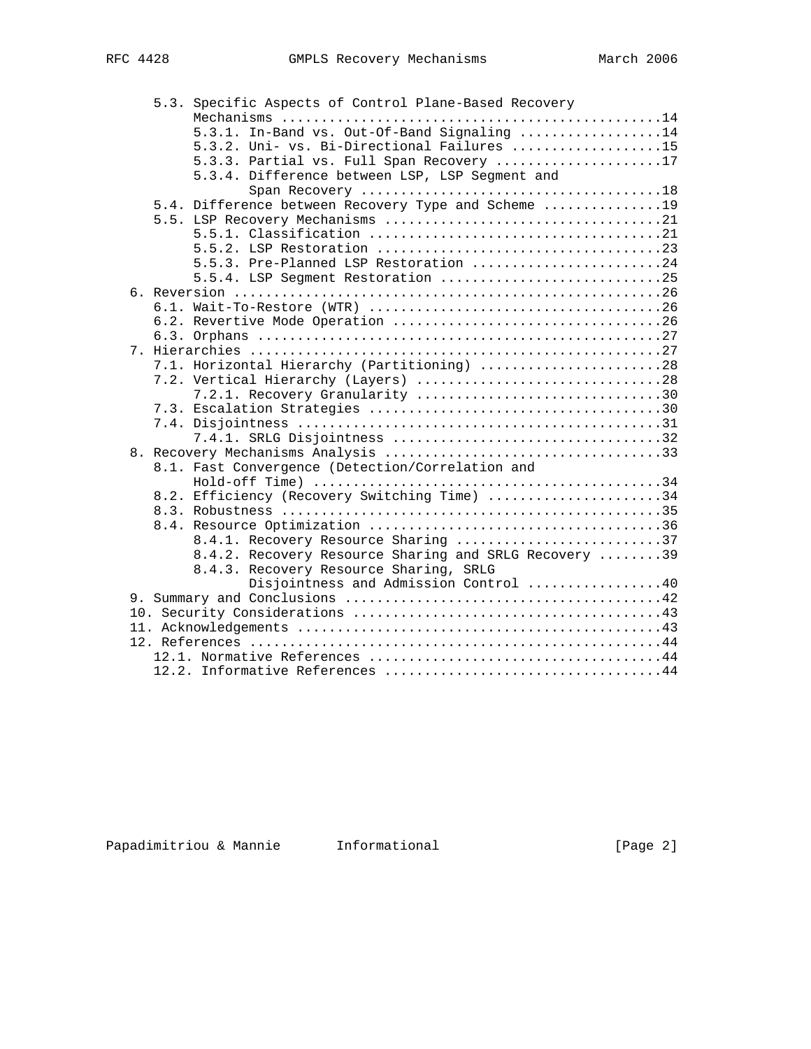5.3. Specific Aspects of Control Plane-Based Recovery Mechanisms ................................................14
  - 5.3.1. In-Band vs. Out-Of-Band Signaling ..................14
  - 5.3.2. Uni- vs. Bi-Directional Failures ...................15
  - 5.3.3. Partial vs. Full Span Recovery .....................17
  - 5.3.4. Difference between LSP, LSP Segment and Span Recovery .....................................18

5.4. Difference between Recovery Type and Scheme ...............19

5.5. LSP Recovery Mechanisms ..................................21
  - 5.5.1. Classification ....................................21
  - 5.5.2. LSP Restoration ...................................23
  - 5.5.3. Pre-Planned LSP Restoration ........................24
  - 5.5.4. LSP Segment Restoration ............................25

6. Reversion .....................................................26
  - 6.1. Wait-To-Restore (WTR) ....................................26
  - 6.2. Revertive Mode Operation .................................26
  - 6.3. Orphans ..................................................27

7. Hierarchies ...................................................27
  - 7.1. Horizontal Hierarchy (Partitioning) .......................28
  - 7.2. Vertical Hierarchy (Layers) ...............................28
    - 7.2.1. Recovery Granularity ..............................30
  - 7.3. Escalation Strategies ....................................30
  - 7.4. Disjointness .............................................31
    - 7.4.1. SRLG Disjointness .................................32

8. Recovery Mechanisms Analysis ..................................33
  - 8.1. Fast Convergence (Detection/Correlation and Hold-off Time) ...........................................34
  - 8.2. Efficiency (Recovery Switching Time) ......................34
  - 8.3. Robustness ...............................................35
  - 8.4. Resource Optimization ....................................36
    - 8.4.1. Recovery Resource Sharing .........................37
    - 8.4.2. Recovery Resource Sharing and SRLG Recovery ........39
    - 8.4.3. Recovery Resource Sharing, SRLG Disjointness and Admission Control ................40

9. Summary and Conclusions .......................................42

10. Security Considerations .......................................43

11. Acknowledgements ..............................................43

12. References ....................................................44
  - 12.1. Normative References .....................................44
  - 12.2. Informative References ...................................44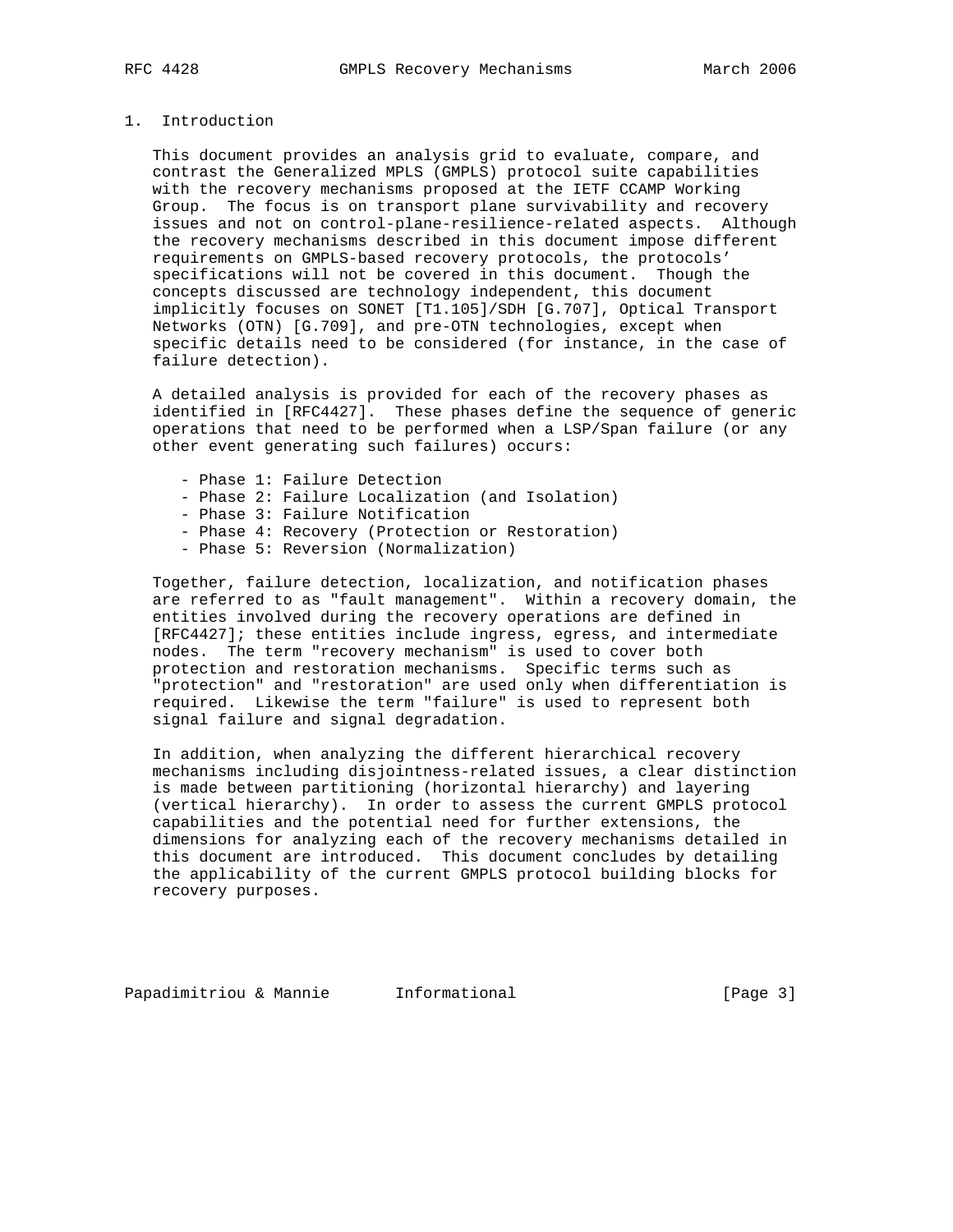## 1. Introduction

This document provides an analysis grid to evaluate, compare, and contrast the Generalized MPLS (GMPLS) protocol suite capabilities with the recovery mechanisms proposed at the IETF CCAMP Working Group. The focus is on transport plane survivability and recovery issues and not on control-plane-resilience-related aspects. Although the recovery mechanisms described in this document impose different requirements on GMPLS-based recovery protocols, the protocols' specifications will not be covered in this document. Though the concepts discussed are technology independent, this document implicitly focuses on SONET [T1.105]/SDH [G.707], Optical Transport Networks (OTN) [G.709], and pre-OTN technologies, except when specific details need to be considered (for instance, in the case of failure detection).

A detailed analysis is provided for each of the recovery phases as identified in [RFC4427]. These phases define the sequence of generic operations that need to be performed when a LSP/Span failure (or any other event generating such failures) occurs:

- Phase 1: Failure Detection
- Phase 2: Failure Localization (and Isolation)
- Phase 3: Failure Notification
- Phase 4: Recovery (Protection or Restoration)
- Phase 5: Reversion (Normalization)

Together, failure detection, localization, and notification phases are referred to as "fault management". Within a recovery domain, the entities involved during the recovery operations are defined in [RFC4427]; these entities include ingress, egress, and intermediate nodes. The term "recovery mechanism" is used to cover both protection and restoration mechanisms. Specific terms such as "protection" and "restoration" are used only when differentiation is required. Likewise the term "failure" is used to represent both signal failure and signal degradation.

In addition, when analyzing the different hierarchical recovery mechanisms including disjointness-related issues, a clear distinction is made between partitioning (horizontal hierarchy) and layering (vertical hierarchy). In order to assess the current GMPLS protocol capabilities and the potential need for further extensions, the dimensions for analyzing each of the recovery mechanisms detailed in this document are introduced. This document concludes by detailing the applicability of the current GMPLS protocol building blocks for recovery purposes.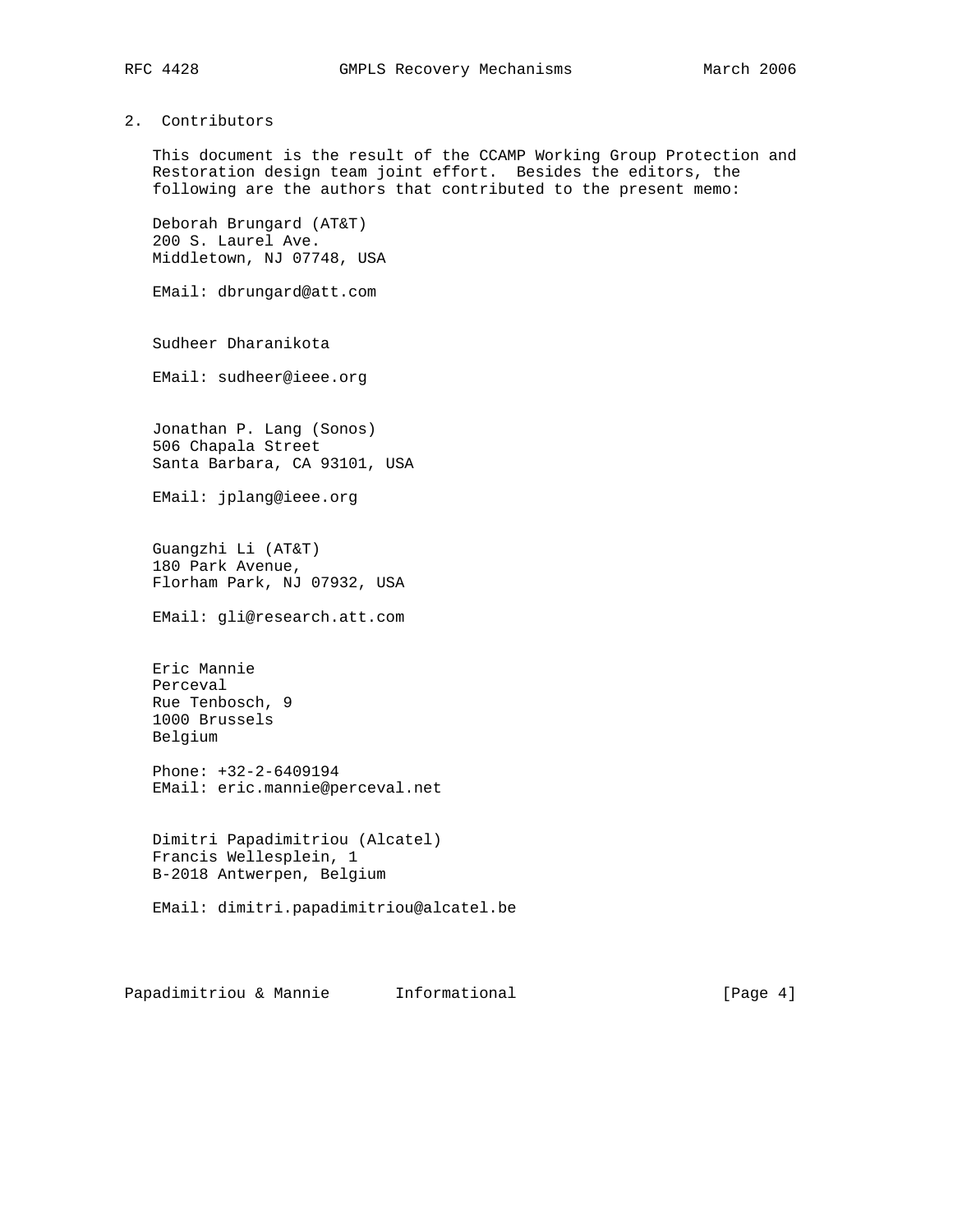## 2. Contributors

This document is the result of the CCAMP Working Group Protection and Restoration design team joint effort. Besides the editors, the following are the authors that contributed to the present memo:

Deborah Brungard (AT&T)
200 S. Laurel Ave.
Middletown, NJ 07748, USA

EMail: dbrungard@att.com

Sudheer Dharanikota

EMail: sudheer@ieee.org

Jonathan P. Lang (Sonos)
506 Chapala Street
Santa Barbara, CA 93101, USA

EMail: jplang@ieee.org

Guangzhi Li (AT&T)
180 Park Avenue,
Florham Park, NJ 07932, USA

EMail: gli@research.att.com

Eric Mannie
Perceval
Rue Tenbosch, 9
1000 Brussels
Belgium

Phone: +32-2-6409194
EMail: eric.mannie@perceval.net

Dimitri Papadimitriou (Alcatel)
Francis Wellesplein, 1
B-2018 Antwerpen, Belgium

EMail: dimitri.papadimitriou@alcatel.be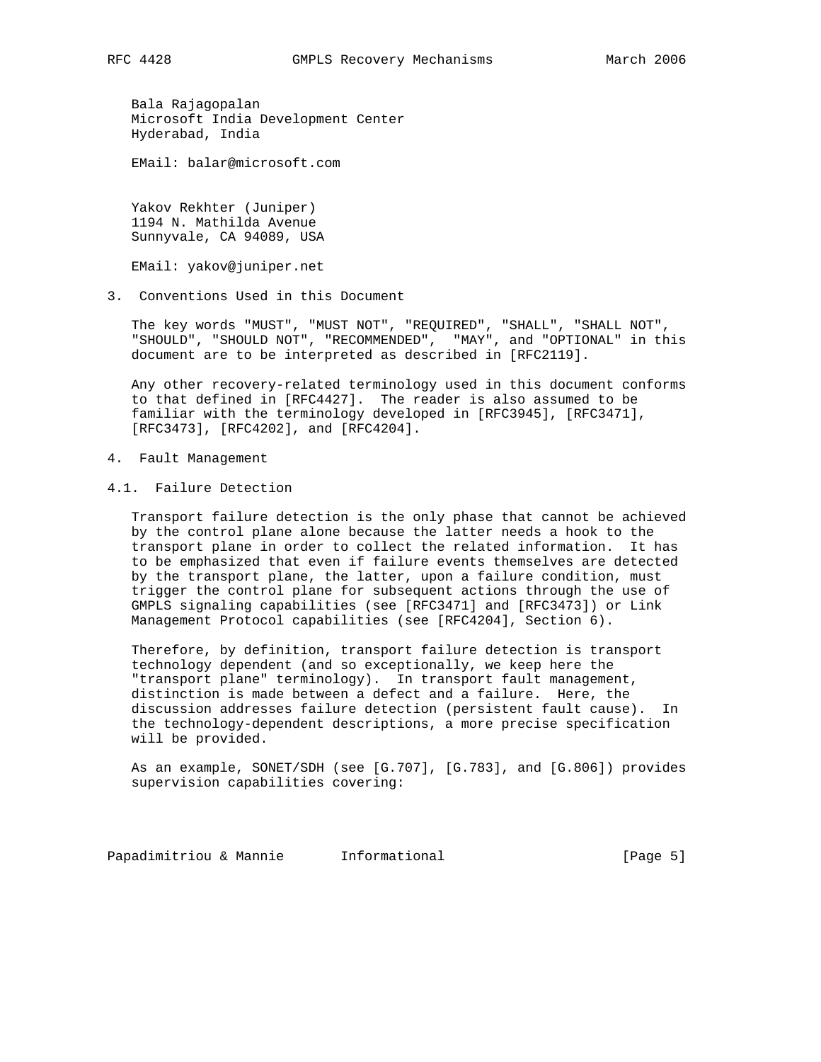Bala Rajagopalan
Microsoft India Development Center
Hyderabad, India

EMail: balar@microsoft.com

Yakov Rekhter (Juniper)
1194 N. Mathilda Avenue
Sunnyvale, CA 94089, USA

EMail: yakov@juniper.net

## 3. Conventions Used in this Document

The key words "MUST", "MUST NOT", "REQUIRED", "SHALL", "SHALL NOT", "SHOULD", "SHOULD NOT", "RECOMMENDED", "MAY", and "OPTIONAL" in this document are to be interpreted as described in [RFC2119].

Any other recovery-related terminology used in this document conforms to that defined in [RFC4427]. The reader is also assumed to be familiar with the terminology developed in [RFC3945], [RFC3471], [RFC3473], [RFC4202], and [RFC4204].

## 4. Fault Management

### 4.1. Failure Detection

Transport failure detection is the only phase that cannot be achieved by the control plane alone because the latter needs a hook to the transport plane in order to collect the related information. It has to be emphasized that even if failure events themselves are detected by the transport plane, the latter, upon a failure condition, must trigger the control plane for subsequent actions through the use of GMPLS signaling capabilities (see [RFC3471] and [RFC3473]) or Link Management Protocol capabilities (see [RFC4204], Section 6).

Therefore, by definition, transport failure detection is transport technology dependent (and so exceptionally, we keep here the "transport plane" terminology). In transport fault management, distinction is made between a defect and a failure. Here, the discussion addresses failure detection (persistent fault cause). In the technology-dependent descriptions, a more precise specification will be provided.

As an example, SONET/SDH (see [G.707], [G.783], and [G.806]) provides supervision capabilities covering: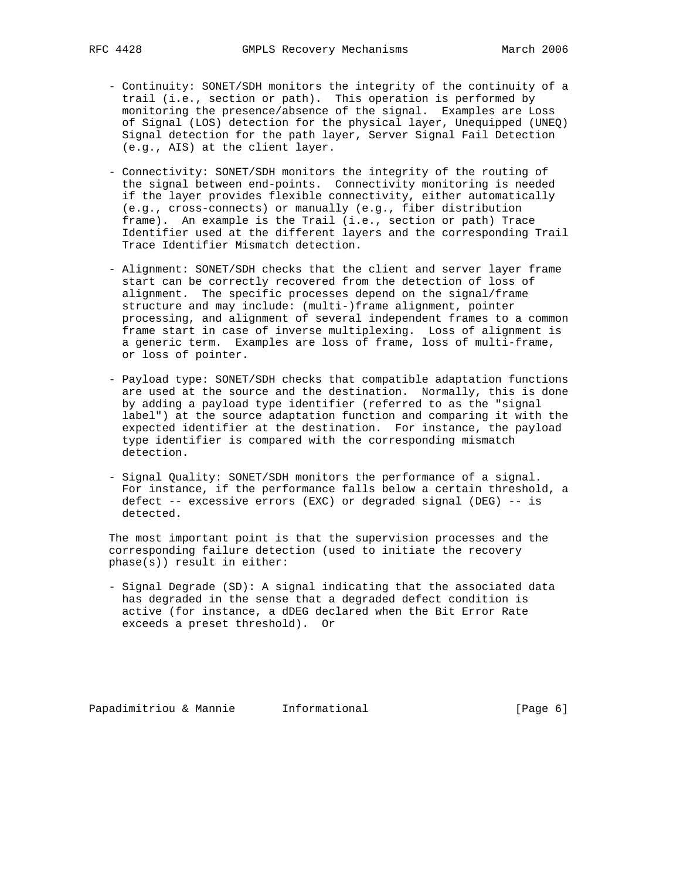- Continuity: SONET/SDH monitors the integrity of the continuity of a trail (i.e., section or path). This operation is performed by monitoring the presence/absence of the signal. Examples are Loss of Signal (LOS) detection for the physical layer, Unequipped (UNEQ) Signal detection for the path layer, Server Signal Fail Detection (e.g., AIS) at the client layer.

- Connectivity: SONET/SDH monitors the integrity of the routing of the signal between end-points. Connectivity monitoring is needed if the layer provides flexible connectivity, either automatically (e.g., cross-connects) or manually (e.g., fiber distribution frame). An example is the Trail (i.e., section or path) Trace Identifier used at the different layers and the corresponding Trail Trace Identifier Mismatch detection.

- Alignment: SONET/SDH checks that the client and server layer frame start can be correctly recovered from the detection of loss of alignment. The specific processes depend on the signal/frame structure and may include: (multi-)frame alignment, pointer processing, and alignment of several independent frames to a common frame start in case of inverse multiplexing. Loss of alignment is a generic term. Examples are loss of frame, loss of multi-frame, or loss of pointer.

- Payload type: SONET/SDH checks that compatible adaptation functions are used at the source and the destination. Normally, this is done by adding a payload type identifier (referred to as the "signal label") at the source adaptation function and comparing it with the expected identifier at the destination. For instance, the payload type identifier is compared with the corresponding mismatch detection.

- Signal Quality: SONET/SDH monitors the performance of a signal. For instance, if the performance falls below a certain threshold, a defect -- excessive errors (EXC) or degraded signal (DEG) -- is detected.

The most important point is that the supervision processes and the corresponding failure detection (used to initiate the recovery phase(s)) result in either:

- Signal Degrade (SD): A signal indicating that the associated data has degraded in the sense that a degraded defect condition is active (for instance, a dDEG declared when the Bit Error Rate exceeds a preset threshold). Or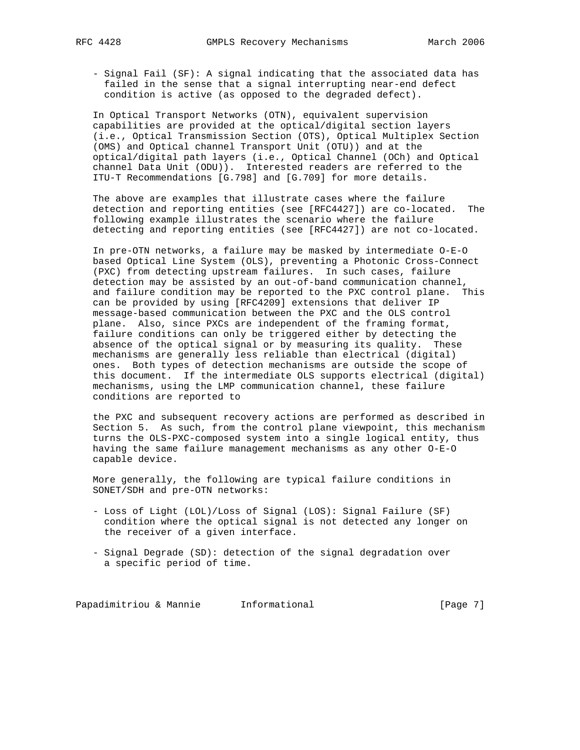- Signal Fail (SF): A signal indicating that the associated data has failed in the sense that a signal interrupting near-end defect condition is active (as opposed to the degraded defect).

In Optical Transport Networks (OTN), equivalent supervision capabilities are provided at the optical/digital section layers (i.e., Optical Transmission Section (OTS), Optical Multiplex Section (OMS) and Optical channel Transport Unit (OTU)) and at the optical/digital path layers (i.e., Optical Channel (OCh) and Optical channel Data Unit (ODU)). Interested readers are referred to the ITU-T Recommendations [G.798] and [G.709] for more details.

The above are examples that illustrate cases where the failure detection and reporting entities (see [RFC4427]) are co-located. The following example illustrates the scenario where the failure detecting and reporting entities (see [RFC4427]) are not co-located.

In pre-OTN networks, a failure may be masked by intermediate O-E-O based Optical Line System (OLS), preventing a Photonic Cross-Connect (PXC) from detecting upstream failures. In such cases, failure detection may be assisted by an out-of-band communication channel, and failure condition may be reported to the PXC control plane. This can be provided by using [RFC4209] extensions that deliver IP message-based communication between the PXC and the OLS control plane. Also, since PXCs are independent of the framing format, failure conditions can only be triggered either by detecting the absence of the optical signal or by measuring its quality. These mechanisms are generally less reliable than electrical (digital) ones. Both types of detection mechanisms are outside the scope of this document. If the intermediate OLS supports electrical (digital) mechanisms, using the LMP communication channel, these failure conditions are reported to

the PXC and subsequent recovery actions are performed as described in Section 5. As such, from the control plane viewpoint, this mechanism turns the OLS-PXC-composed system into a single logical entity, thus having the same failure management mechanisms as any other O-E-O capable device.

More generally, the following are typical failure conditions in SONET/SDH and pre-OTN networks:

- Loss of Light (LOL)/Loss of Signal (LOS): Signal Failure (SF) condition where the optical signal is not detected any longer on the receiver of a given interface.

- Signal Degrade (SD): detection of the signal degradation over a specific period of time.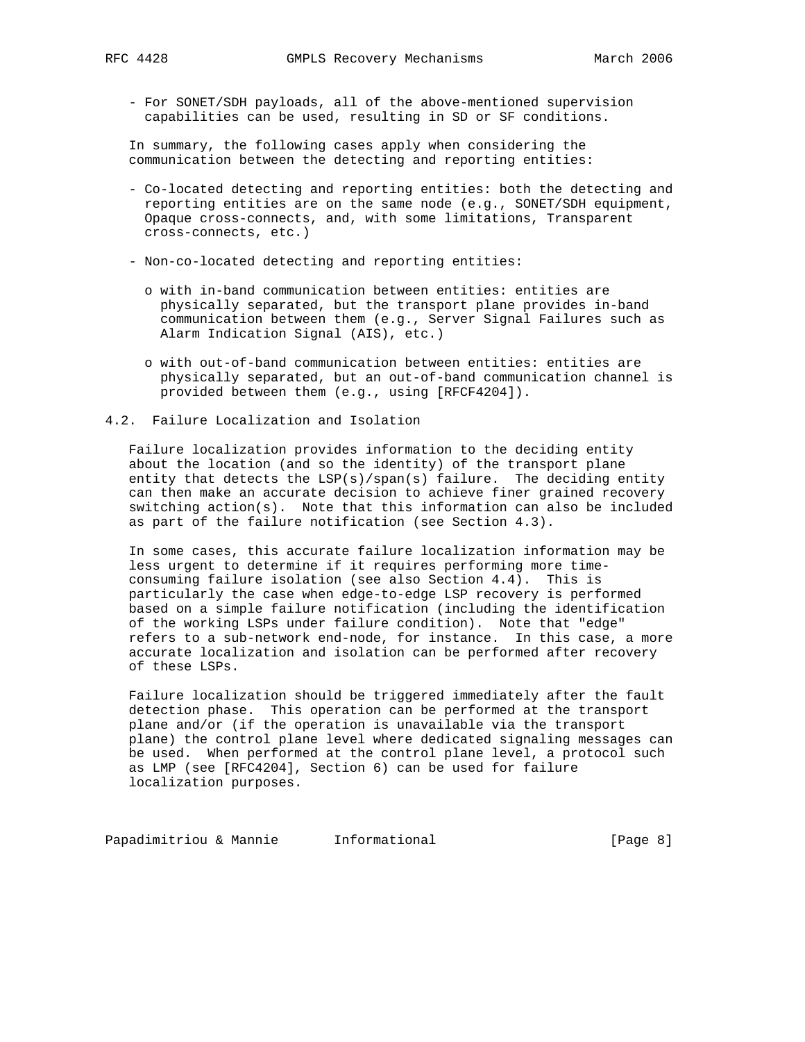- For SONET/SDH payloads, all of the above-mentioned supervision capabilities can be used, resulting in SD or SF conditions.

In summary, the following cases apply when considering the communication between the detecting and reporting entities:

- Co-located detecting and reporting entities: both the detecting and reporting entities are on the same node (e.g., SONET/SDH equipment, Opaque cross-connects, and, with some limitations, Transparent cross-connects, etc.)

- Non-co-located detecting and reporting entities:

  - with in-band communication between entities: entities are physically separated, but the transport plane provides in-band communication between them (e.g., Server Signal Failures such as Alarm Indication Signal (AIS), etc.)

  - with out-of-band communication between entities: entities are physically separated, but an out-of-band communication channel is provided between them (e.g., using [RFCF4204]).

## 4.2. Failure Localization and Isolation

Failure localization provides information to the deciding entity about the location (and so the identity) of the transport plane entity that detects the LSP(s)/span(s) failure. The deciding entity can then make an accurate decision to achieve finer grained recovery switching action(s). Note that this information can also be included as part of the failure notification (see Section 4.3).

In some cases, this accurate failure localization information may be less urgent to determine if it requires performing more time-consuming failure isolation (see also Section 4.4). This is particularly the case when edge-to-edge LSP recovery is performed based on a simple failure notification (including the identification of the working LSPs under failure condition). Note that "edge" refers to a sub-network end-node, for instance. In this case, a more accurate localization and isolation can be performed after recovery of these LSPs.

Failure localization should be triggered immediately after the fault detection phase. This operation can be performed at the transport plane and/or (if the operation is unavailable via the transport plane) the control plane level where dedicated signaling messages can be used. When performed at the control plane level, a protocol such as LMP (see [RFC4204], Section 6) can be used for failure localization purposes.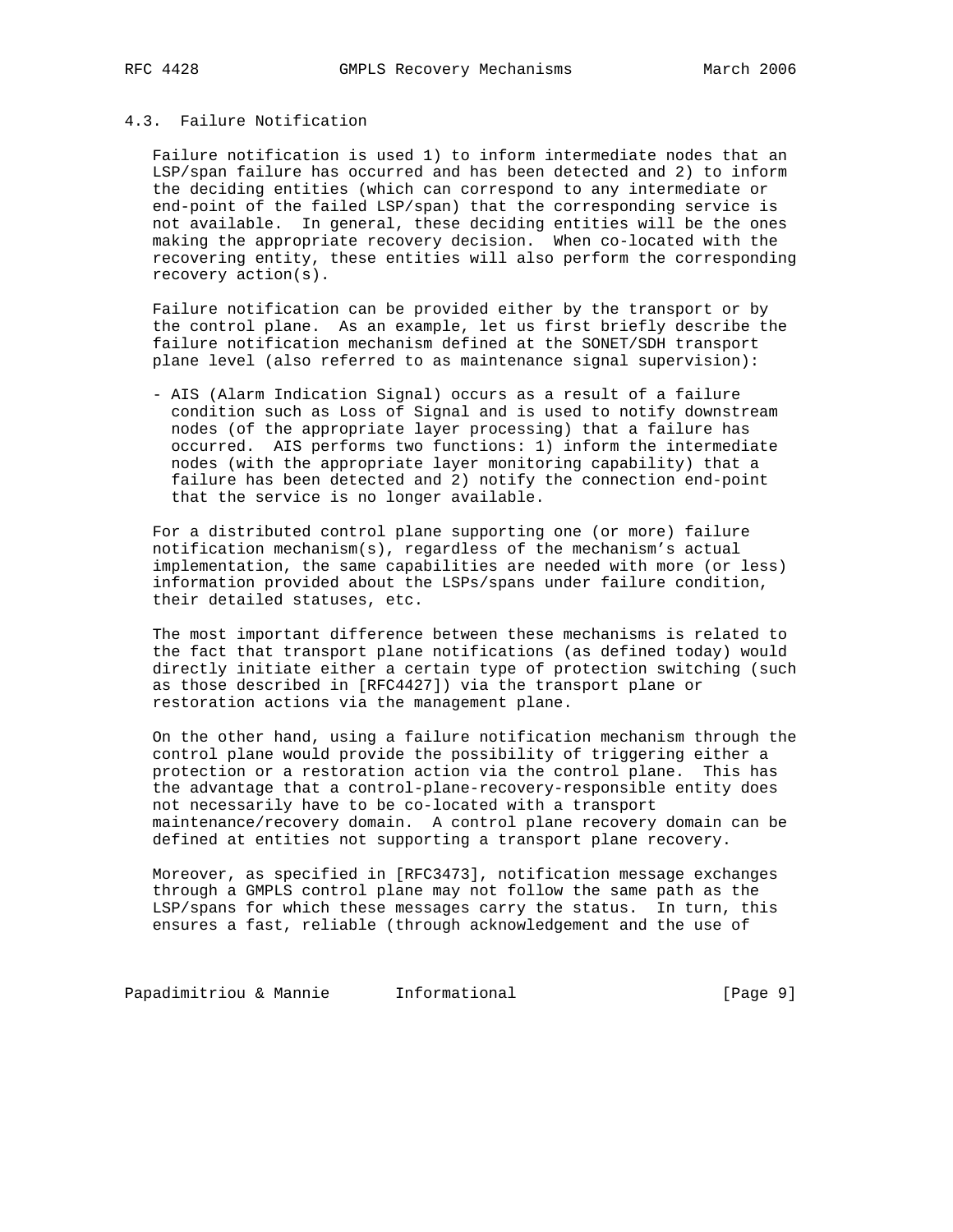### 4.3. Failure Notification

Failure notification is used 1) to inform intermediate nodes that an LSP/span failure has occurred and has been detected and 2) to inform the deciding entities (which can correspond to any intermediate or end-point of the failed LSP/span) that the corresponding service is not available. In general, these deciding entities will be the ones making the appropriate recovery decision. When co-located with the recovering entity, these entities will also perform the corresponding recovery action(s).

Failure notification can be provided either by the transport or by the control plane. As an example, let us first briefly describe the failure notification mechanism defined at the SONET/SDH transport plane level (also referred to as maintenance signal supervision):

- AIS (Alarm Indication Signal) occurs as a result of a failure condition such as Loss of Signal and is used to notify downstream nodes (of the appropriate layer processing) that a failure has occurred. AIS performs two functions: 1) inform the intermediate nodes (with the appropriate layer monitoring capability) that a failure has been detected and 2) notify the connection end-point that the service is no longer available.

For a distributed control plane supporting one (or more) failure notification mechanism(s), regardless of the mechanism's actual implementation, the same capabilities are needed with more (or less) information provided about the LSPs/spans under failure condition, their detailed statuses, etc.

The most important difference between these mechanisms is related to the fact that transport plane notifications (as defined today) would directly initiate either a certain type of protection switching (such as those described in [RFC4427]) via the transport plane or restoration actions via the management plane.

On the other hand, using a failure notification mechanism through the control plane would provide the possibility of triggering either a protection or a restoration action via the control plane. This has the advantage that a control-plane-recovery-responsible entity does not necessarily have to be co-located with a transport maintenance/recovery domain. A control plane recovery domain can be defined at entities not supporting a transport plane recovery.

Moreover, as specified in [RFC3473], notification message exchanges through a GMPLS control plane may not follow the same path as the LSP/spans for which these messages carry the status. In turn, this ensures a fast, reliable (through acknowledgement and the use of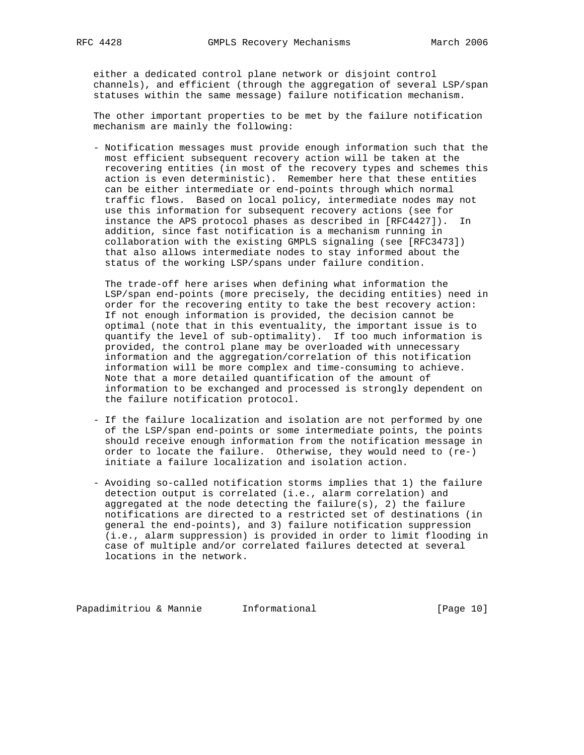either a dedicated control plane network or disjoint control channels), and efficient (through the aggregation of several LSP/span statuses within the same message) failure notification mechanism.

The other important properties to be met by the failure notification mechanism are mainly the following:

- Notification messages must provide enough information such that the most efficient subsequent recovery action will be taken at the recovering entities (in most of the recovery types and schemes this action is even deterministic). Remember here that these entities can be either intermediate or end-points through which normal traffic flows. Based on local policy, intermediate nodes may not use this information for subsequent recovery actions (see for instance the APS protocol phases as described in [RFC4427]). In addition, since fast notification is a mechanism running in collaboration with the existing GMPLS signaling (see [RFC3473]) that also allows intermediate nodes to stay informed about the status of the working LSP/spans under failure condition.

  The trade-off here arises when defining what information the LSP/span end-points (more precisely, the deciding entities) need in order for the recovering entity to take the best recovery action: If not enough information is provided, the decision cannot be optimal (note that in this eventuality, the important issue is to quantify the level of sub-optimality). If too much information is provided, the control plane may be overloaded with unnecessary information and the aggregation/correlation of this notification information will be more complex and time-consuming to achieve. Note that a more detailed quantification of the amount of information to be exchanged and processed is strongly dependent on the failure notification protocol.

- If the failure localization and isolation are not performed by one of the LSP/span end-points or some intermediate points, the points should receive enough information from the notification message in order to locate the failure. Otherwise, they would need to (re-) initiate a failure localization and isolation action.

- Avoiding so-called notification storms implies that 1) the failure detection output is correlated (i.e., alarm correlation) and aggregated at the node detecting the failure(s), 2) the failure notifications are directed to a restricted set of destinations (in general the end-points), and 3) failure notification suppression (i.e., alarm suppression) is provided in order to limit flooding in case of multiple and/or correlated failures detected at several locations in the network.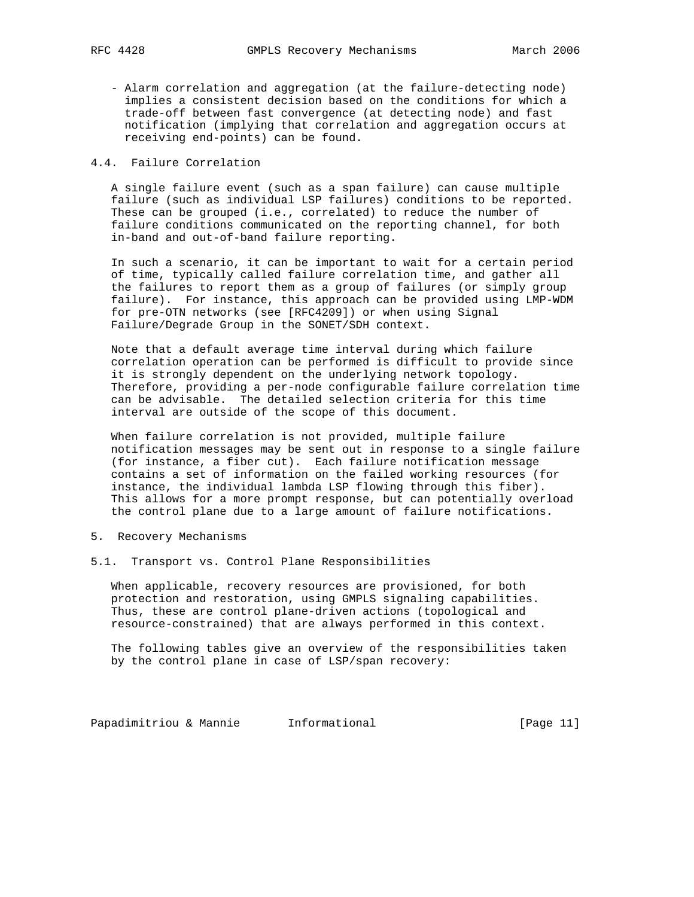- Alarm correlation and aggregation (at the failure-detecting node) implies a consistent decision based on the conditions for which a trade-off between fast convergence (at detecting node) and fast notification (implying that correlation and aggregation occurs at receiving end-points) can be found.

### 4.4. Failure Correlation

A single failure event (such as a span failure) can cause multiple failure (such as individual LSP failures) conditions to be reported. These can be grouped (i.e., correlated) to reduce the number of failure conditions communicated on the reporting channel, for both in-band and out-of-band failure reporting.

In such a scenario, it can be important to wait for a certain period of time, typically called failure correlation time, and gather all the failures to report them as a group of failures (or simply group failure). For instance, this approach can be provided using LMP-WDM for pre-OTN networks (see [RFC4209]) or when using Signal Failure/Degrade Group in the SONET/SDH context.

Note that a default average time interval during which failure correlation operation can be performed is difficult to provide since it is strongly dependent on the underlying network topology. Therefore, providing a per-node configurable failure correlation time can be advisable. The detailed selection criteria for this time interval are outside of the scope of this document.

When failure correlation is not provided, multiple failure notification messages may be sent out in response to a single failure (for instance, a fiber cut). Each failure notification message contains a set of information on the failed working resources (for instance, the individual lambda LSP flowing through this fiber). This allows for a more prompt response, but can potentially overload the control plane due to a large amount of failure notifications.

## 5. Recovery Mechanisms

### 5.1. Transport vs. Control Plane Responsibilities

When applicable, recovery resources are provisioned, for both protection and restoration, using GMPLS signaling capabilities. Thus, these are control plane-driven actions (topological and resource-constrained) that are always performed in this context.

The following tables give an overview of the responsibilities taken by the control plane in case of LSP/span recovery: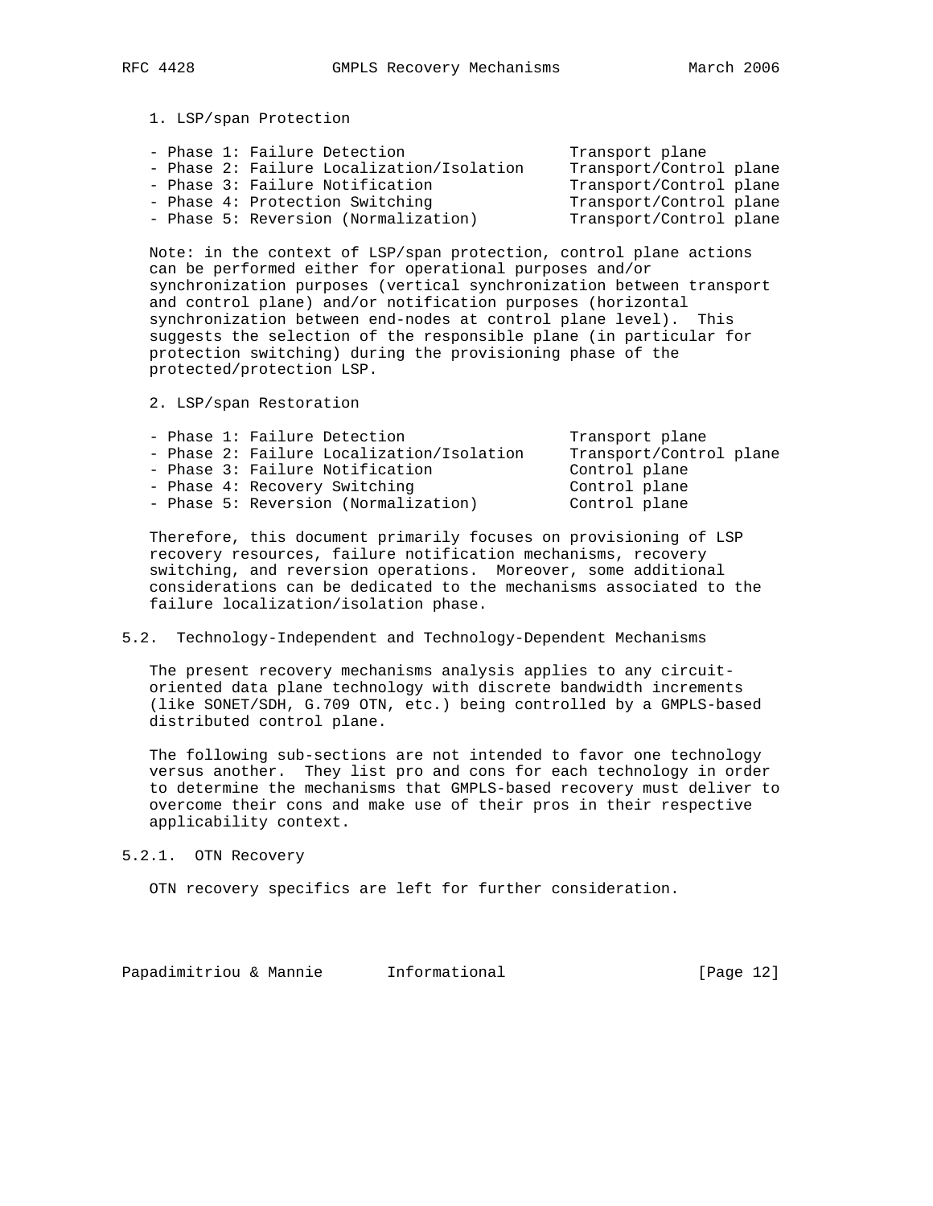1. LSP/span Protection

- Phase 1: Failure Detection — Transport plane
- Phase 2: Failure Localization/Isolation — Transport/Control plane
- Phase 3: Failure Notification — Transport/Control plane
- Phase 4: Protection Switching — Transport/Control plane
- Phase 5: Reversion (Normalization) — Transport/Control plane

Note: in the context of LSP/span protection, control plane actions can be performed either for operational purposes and/or synchronization purposes (vertical synchronization between transport and control plane) and/or notification purposes (horizontal synchronization between end-nodes at control plane level). This suggests the selection of the responsible plane (in particular for protection switching) during the provisioning phase of the protected/protection LSP.

2. LSP/span Restoration

- Phase 1: Failure Detection — Transport plane
- Phase 2: Failure Localization/Isolation — Transport/Control plane
- Phase 3: Failure Notification — Control plane
- Phase 4: Recovery Switching — Control plane
- Phase 5: Reversion (Normalization) — Control plane

Therefore, this document primarily focuses on provisioning of LSP recovery resources, failure notification mechanisms, recovery switching, and reversion operations. Moreover, some additional considerations can be dedicated to the mechanisms associated to the failure localization/isolation phase.

### 5.2. Technology-Independent and Technology-Dependent Mechanisms

The present recovery mechanisms analysis applies to any circuit-oriented data plane technology with discrete bandwidth increments (like SONET/SDH, G.709 OTN, etc.) being controlled by a GMPLS-based distributed control plane.

The following sub-sections are not intended to favor one technology versus another. They list pro and cons for each technology in order to determine the mechanisms that GMPLS-based recovery must deliver to overcome their cons and make use of their pros in their respective applicability context.

#### 5.2.1. OTN Recovery

OTN recovery specifics are left for further consideration.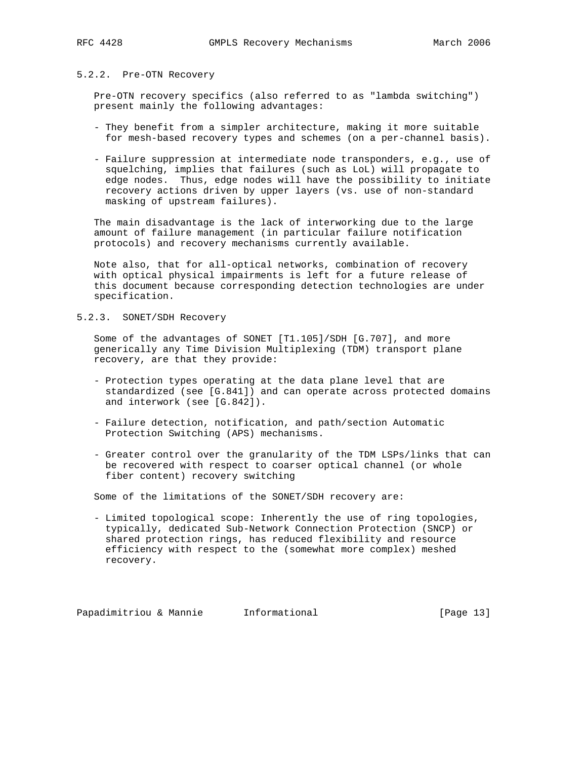#### 5.2.2. Pre-OTN Recovery

Pre-OTN recovery specifics (also referred to as "lambda switching") present mainly the following advantages:

- They benefit from a simpler architecture, making it more suitable for mesh-based recovery types and schemes (on a per-channel basis).

- Failure suppression at intermediate node transponders, e.g., use of squelching, implies that failures (such as LoL) will propagate to edge nodes. Thus, edge nodes will have the possibility to initiate recovery actions driven by upper layers (vs. use of non-standard masking of upstream failures).

The main disadvantage is the lack of interworking due to the large amount of failure management (in particular failure notification protocols) and recovery mechanisms currently available.

Note also, that for all-optical networks, combination of recovery with optical physical impairments is left for a future release of this document because corresponding detection technologies are under specification.

#### 5.2.3. SONET/SDH Recovery

Some of the advantages of SONET [T1.105]/SDH [G.707], and more generically any Time Division Multiplexing (TDM) transport plane recovery, are that they provide:

- Protection types operating at the data plane level that are standardized (see [G.841]) and can operate across protected domains and interwork (see [G.842]).

- Failure detection, notification, and path/section Automatic Protection Switching (APS) mechanisms.

- Greater control over the granularity of the TDM LSPs/links that can be recovered with respect to coarser optical channel (or whole fiber content) recovery switching

Some of the limitations of the SONET/SDH recovery are:

- Limited topological scope: Inherently the use of ring topologies, typically, dedicated Sub-Network Connection Protection (SNCP) or shared protection rings, has reduced flexibility and resource efficiency with respect to the (somewhat more complex) meshed recovery.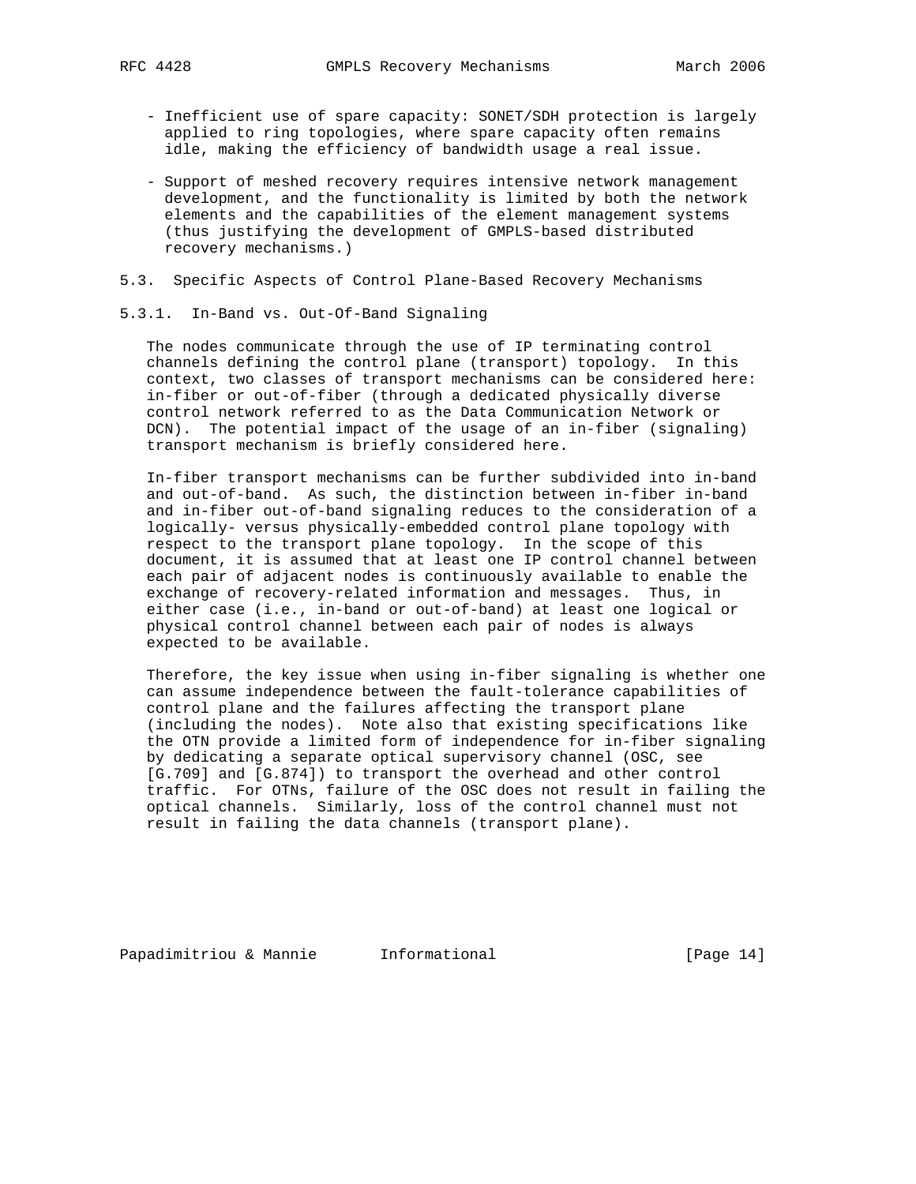- Inefficient use of spare capacity: SONET/SDH protection is largely applied to ring topologies, where spare capacity often remains idle, making the efficiency of bandwidth usage a real issue.

- Support of meshed recovery requires intensive network management development, and the functionality is limited by both the network elements and the capabilities of the element management systems (thus justifying the development of GMPLS-based distributed recovery mechanisms.)

### 5.3. Specific Aspects of Control Plane-Based Recovery Mechanisms

#### 5.3.1. In-Band vs. Out-Of-Band Signaling

The nodes communicate through the use of IP terminating control channels defining the control plane (transport) topology. In this context, two classes of transport mechanisms can be considered here: in-fiber or out-of-fiber (through a dedicated physically diverse control network referred to as the Data Communication Network or DCN). The potential impact of the usage of an in-fiber (signaling) transport mechanism is briefly considered here.

In-fiber transport mechanisms can be further subdivided into in-band and out-of-band. As such, the distinction between in-fiber in-band and in-fiber out-of-band signaling reduces to the consideration of a logically- versus physically-embedded control plane topology with respect to the transport plane topology. In the scope of this document, it is assumed that at least one IP control channel between each pair of adjacent nodes is continuously available to enable the exchange of recovery-related information and messages. Thus, in either case (i.e., in-band or out-of-band) at least one logical or physical control channel between each pair of nodes is always expected to be available.

Therefore, the key issue when using in-fiber signaling is whether one can assume independence between the fault-tolerance capabilities of control plane and the failures affecting the transport plane (including the nodes). Note also that existing specifications like the OTN provide a limited form of independence for in-fiber signaling by dedicating a separate optical supervisory channel (OSC, see [G.709] and [G.874]) to transport the overhead and other control traffic. For OTNs, failure of the OSC does not result in failing the optical channels. Similarly, loss of the control channel must not result in failing the data channels (transport plane).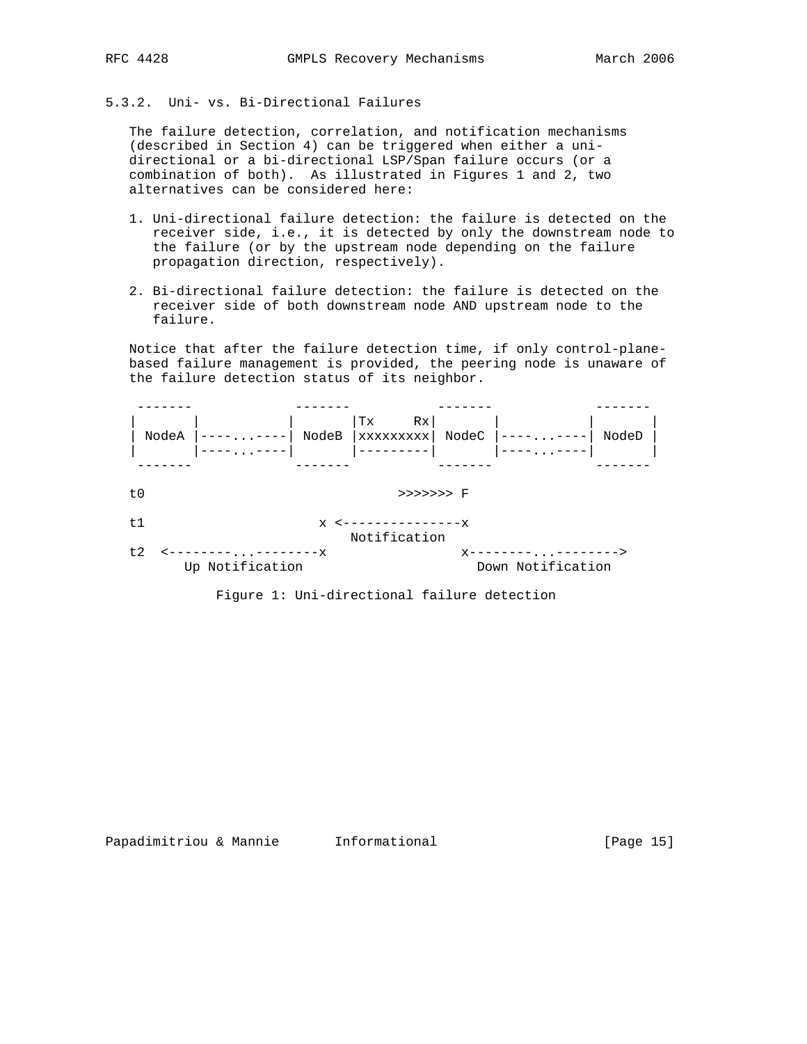### 5.3.2. Uni- vs. Bi-Directional Failures

The failure detection, correlation, and notification mechanisms (described in Section 4) can be triggered when either a uni-directional or a bi-directional LSP/Span failure occurs (or a combination of both). As illustrated in Figures 1 and 2, two alternatives can be considered here:

1. Uni-directional failure detection: the failure is detected on the receiver side, i.e., it is detected by only the downstream node to the failure (or by the upstream node depending on the failure propagation direction, respectively).

2. Bi-directional failure detection: the failure is detected on the receiver side of both downstream node AND upstream node to the failure.

Notice that after the failure detection time, if only control-plane-based failure management is provided, the peering node is unaware of the failure detection status of its neighbor.

```
 -------             -------          -------             -------
|       |           |       |Tx     Rx|       |           |       |
| NodeA |----...----| NodeB |xxxxxxxxx| NodeC |----...----| NodeD |
|       |----...----|       |---------|       |----...----|       |
 -------             -------          -------             -------

t0                              >>>>>>> F

t1                    x <---------------x
                           Notification
t2  <--------...--------x               x--------...-------->
      Up Notification                     Down Notification
```

Figure 1: Uni-directional failure detection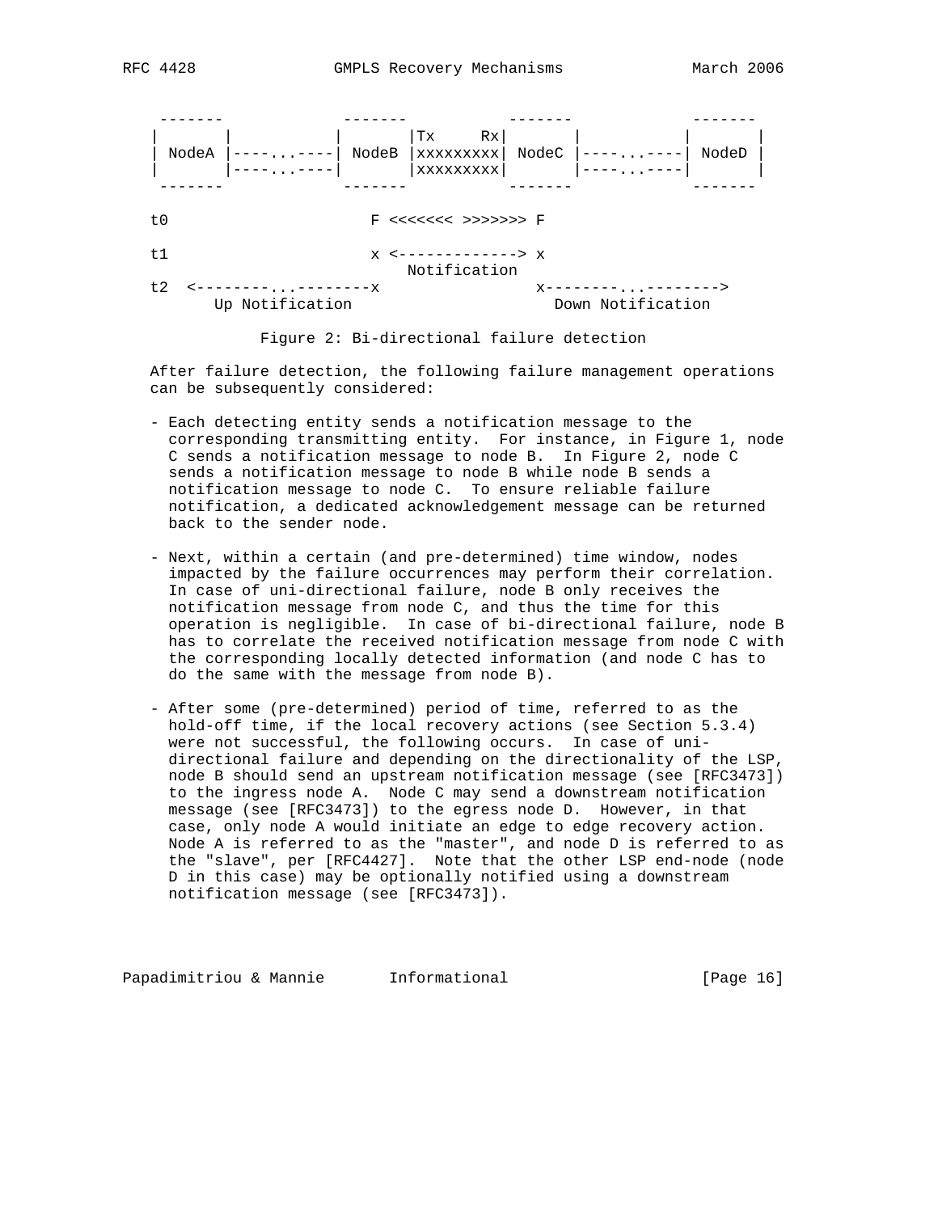```
 -------              -------           -------              -------
|       |            |       |Tx     Rx|       |            |       |
| NodeA |----...----| NodeB |xxxxxxxxx| NodeC |----...----| NodeD |
|       |----...----|       |xxxxxxxxx|       |----...----|       |
 -------              -------           -------              -------

t0                     F <<<<<<< >>>>>>> F

t1                     x <-------------> x
                           Notification
t2  <--------...--------x                 x--------...-------->
      Up Notification                       Down Notification
```

Figure 2: Bi-directional failure detection

After failure detection, the following failure management operations can be subsequently considered:

- Each detecting entity sends a notification message to the corresponding transmitting entity. For instance, in Figure 1, node C sends a notification message to node B. In Figure 2, node C sends a notification message to node B while node B sends a notification message to node C. To ensure reliable failure notification, a dedicated acknowledgement message can be returned back to the sender node.

- Next, within a certain (and pre-determined) time window, nodes impacted by the failure occurrences may perform their correlation. In case of uni-directional failure, node B only receives the notification message from node C, and thus the time for this operation is negligible. In case of bi-directional failure, node B has to correlate the received notification message from node C with the corresponding locally detected information (and node C has to do the same with the message from node B).

- After some (pre-determined) period of time, referred to as the hold-off time, if the local recovery actions (see Section 5.3.4) were not successful, the following occurs. In case of uni-directional failure and depending on the directionality of the LSP, node B should send an upstream notification message (see [RFC3473]) to the ingress node A. Node C may send a downstream notification message (see [RFC3473]) to the egress node D. However, in that case, only node A would initiate an edge to edge recovery action. Node A is referred to as the "master", and node D is referred to as the "slave", per [RFC4427]. Note that the other LSP end-node (node D in this case) may be optionally notified using a downstream notification message (see [RFC3473]).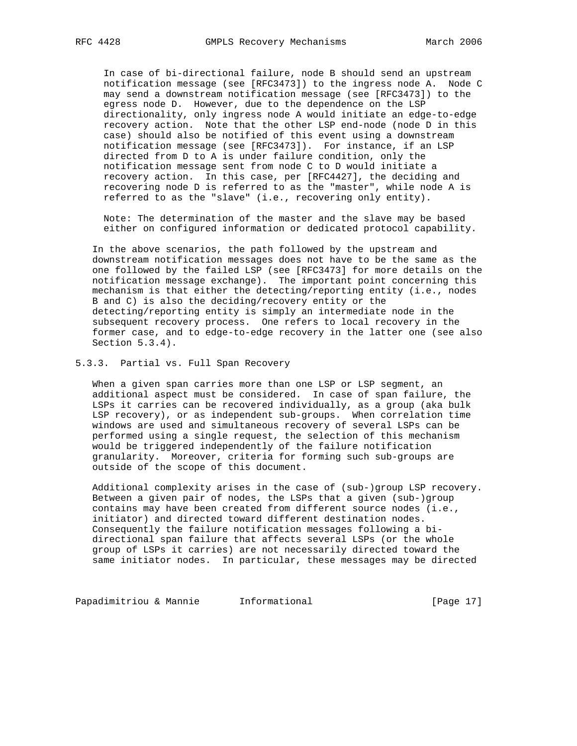In case of bi-directional failure, node B should send an upstream notification message (see [RFC3473]) to the ingress node A. Node C may send a downstream notification message (see [RFC3473]) to the egress node D. However, due to the dependence on the LSP directionality, only ingress node A would initiate an edge-to-edge recovery action. Note that the other LSP end-node (node D in this case) should also be notified of this event using a downstream notification message (see [RFC3473]). For instance, if an LSP directed from D to A is under failure condition, only the notification message sent from node C to D would initiate a recovery action. In this case, per [RFC4427], the deciding and recovering node D is referred to as the "master", while node A is referred to as the "slave" (i.e., recovering only entity).

Note: The determination of the master and the slave may be based either on configured information or dedicated protocol capability.

In the above scenarios, the path followed by the upstream and downstream notification messages does not have to be the same as the one followed by the failed LSP (see [RFC3473] for more details on the notification message exchange). The important point concerning this mechanism is that either the detecting/reporting entity (i.e., nodes B and C) is also the deciding/recovery entity or the detecting/reporting entity is simply an intermediate node in the subsequent recovery process. One refers to local recovery in the former case, and to edge-to-edge recovery in the latter one (see also Section 5.3.4).

### 5.3.3. Partial vs. Full Span Recovery

When a given span carries more than one LSP or LSP segment, an additional aspect must be considered. In case of span failure, the LSPs it carries can be recovered individually, as a group (aka bulk LSP recovery), or as independent sub-groups. When correlation time windows are used and simultaneous recovery of several LSPs can be performed using a single request, the selection of this mechanism would be triggered independently of the failure notification granularity. Moreover, criteria for forming such sub-groups are outside of the scope of this document.

Additional complexity arises in the case of (sub-)group LSP recovery. Between a given pair of nodes, the LSPs that a given (sub-)group contains may have been created from different source nodes (i.e., initiator) and directed toward different destination nodes. Consequently the failure notification messages following a bi-directional span failure that affects several LSPs (or the whole group of LSPs it carries) are not necessarily directed toward the same initiator nodes. In particular, these messages may be directed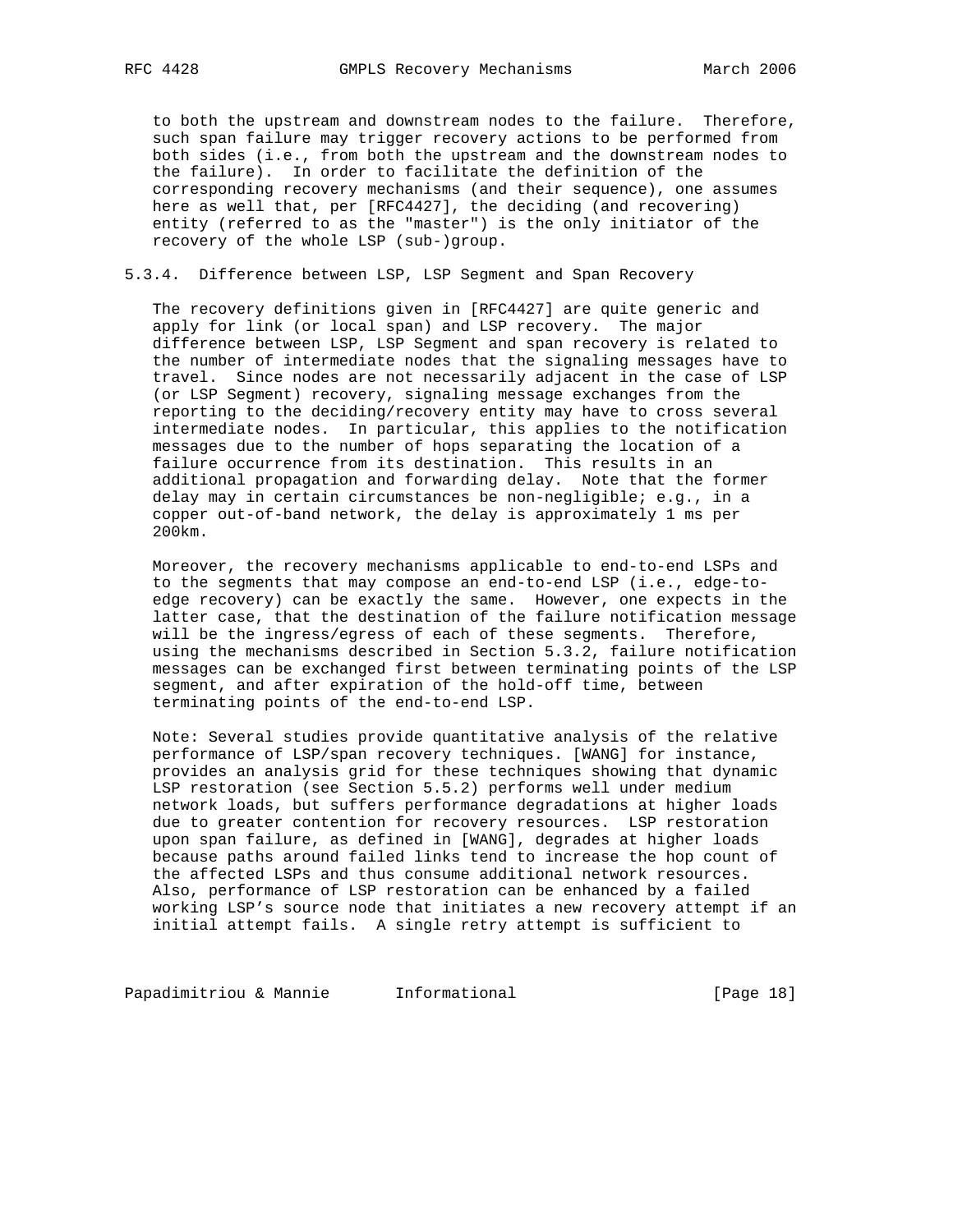to both the upstream and downstream nodes to the failure. Therefore, such span failure may trigger recovery actions to be performed from both sides (i.e., from both the upstream and the downstream nodes to the failure). In order to facilitate the definition of the corresponding recovery mechanisms (and their sequence), one assumes here as well that, per [RFC4427], the deciding (and recovering) entity (referred to as the "master") is the only initiator of the recovery of the whole LSP (sub-)group.

### 5.3.4. Difference between LSP, LSP Segment and Span Recovery

The recovery definitions given in [RFC4427] are quite generic and apply for link (or local span) and LSP recovery. The major difference between LSP, LSP Segment and span recovery is related to the number of intermediate nodes that the signaling messages have to travel. Since nodes are not necessarily adjacent in the case of LSP (or LSP Segment) recovery, signaling message exchanges from the reporting to the deciding/recovery entity may have to cross several intermediate nodes. In particular, this applies to the notification messages due to the number of hops separating the location of a failure occurrence from its destination. This results in an additional propagation and forwarding delay. Note that the former delay may in certain circumstances be non-negligible; e.g., in a copper out-of-band network, the delay is approximately 1 ms per 200km.

Moreover, the recovery mechanisms applicable to end-to-end LSPs and to the segments that may compose an end-to-end LSP (i.e., edge-to-edge recovery) can be exactly the same. However, one expects in the latter case, that the destination of the failure notification message will be the ingress/egress of each of these segments. Therefore, using the mechanisms described in Section 5.3.2, failure notification messages can be exchanged first between terminating points of the LSP segment, and after expiration of the hold-off time, between terminating points of the end-to-end LSP.

Note: Several studies provide quantitative analysis of the relative performance of LSP/span recovery techniques. [WANG] for instance, provides an analysis grid for these techniques showing that dynamic LSP restoration (see Section 5.5.2) performs well under medium network loads, but suffers performance degradations at higher loads due to greater contention for recovery resources. LSP restoration upon span failure, as defined in [WANG], degrades at higher loads because paths around failed links tend to increase the hop count of the affected LSPs and thus consume additional network resources. Also, performance of LSP restoration can be enhanced by a failed working LSP's source node that initiates a new recovery attempt if an initial attempt fails. A single retry attempt is sufficient to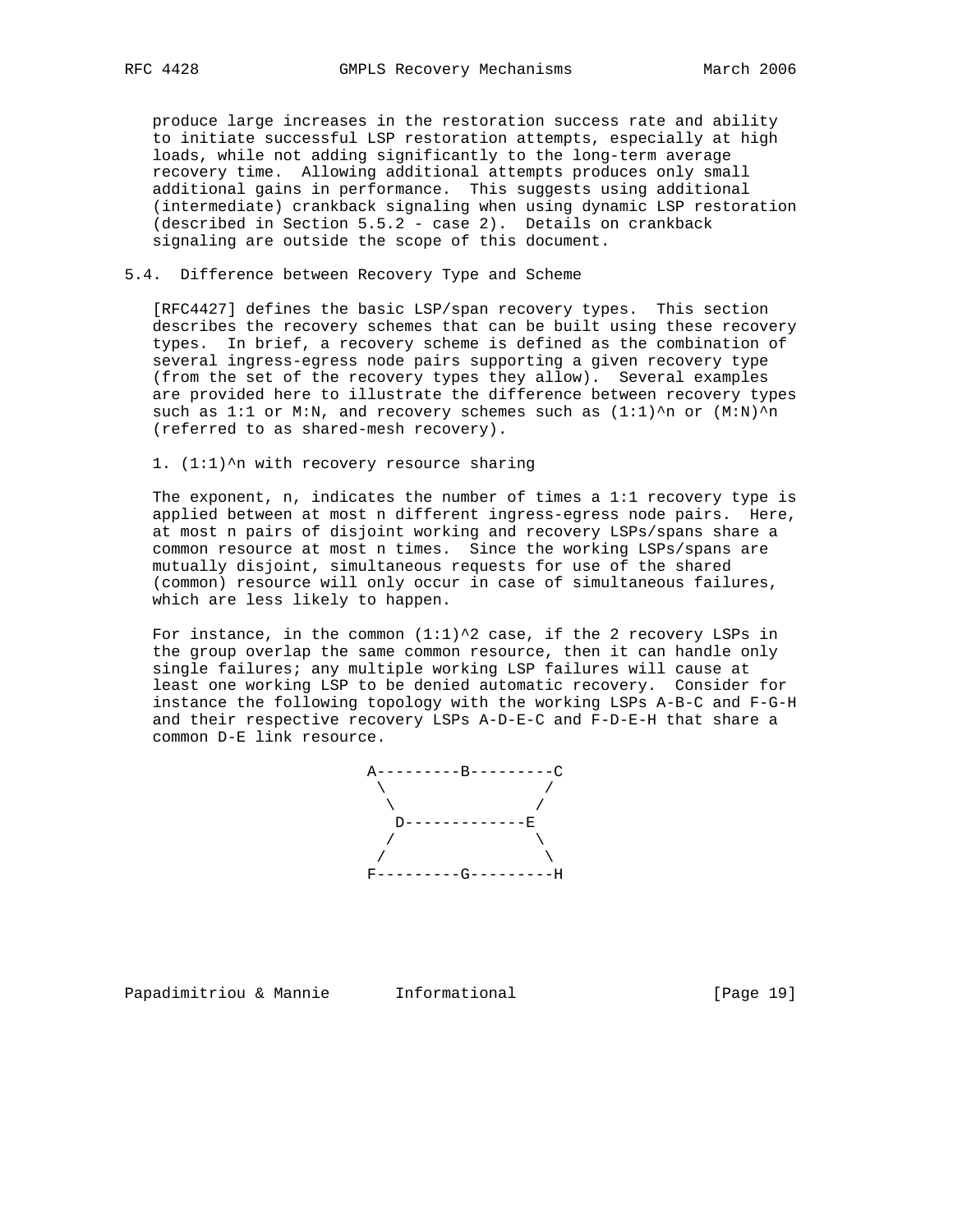produce large increases in the restoration success rate and ability to initiate successful LSP restoration attempts, especially at high loads, while not adding significantly to the long-term average recovery time. Allowing additional attempts produces only small additional gains in performance. This suggests using additional (intermediate) crankback signaling when using dynamic LSP restoration (described in Section 5.5.2 - case 2). Details on crankback signaling are outside the scope of this document.

## 5.4. Difference between Recovery Type and Scheme

[RFC4427] defines the basic LSP/span recovery types. This section describes the recovery schemes that can be built using these recovery types. In brief, a recovery scheme is defined as the combination of several ingress-egress node pairs supporting a given recovery type (from the set of the recovery types they allow). Several examples are provided here to illustrate the difference between recovery types such as 1:1 or M:N, and recovery schemes such as (1:1)^n or (M:N)^n (referred to as shared-mesh recovery).

1. (1:1)^n with recovery resource sharing

The exponent, n, indicates the number of times a 1:1 recovery type is applied between at most n different ingress-egress node pairs. Here, at most n pairs of disjoint working and recovery LSPs/spans share a common resource at most n times. Since the working LSPs/spans are mutually disjoint, simultaneous requests for use of the shared (common) resource will only occur in case of simultaneous failures, which are less likely to happen.

For instance, in the common (1:1)^2 case, if the 2 recovery LSPs in the group overlap the same common resource, then it can handle only single failures; any multiple working LSP failures will cause at least one working LSP to be denied automatic recovery. Consider for instance the following topology with the working LSPs A-B-C and F-G-H and their respective recovery LSPs A-D-E-C and F-D-E-H that share a common D-E link resource.

```
A---------B---------C
 \                 /
  \               /
   D-------------E
  /               \
 /                 \
F---------G---------H
```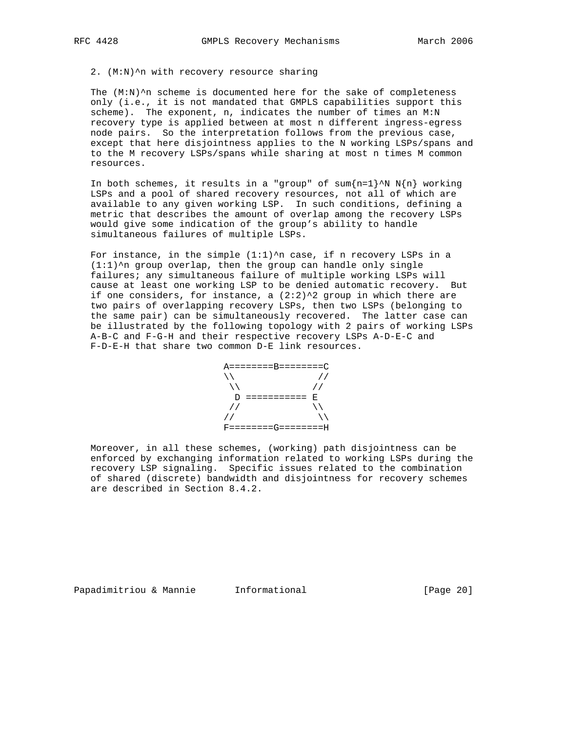2. $(M:N)^n$ with recovery resource sharing

The $(M:N)^n$ scheme is documented here for the sake of completeness only (i.e., it is not mandated that GMPLS capabilities support this scheme). The exponent, n, indicates the number of times an M:N recovery type is applied between at most n different ingress-egress node pairs. So the interpretation follows from the previous case, except that here disjointness applies to the N working LSPs/spans and to the M recovery LSPs/spans while sharing at most n times M common resources.

In both schemes, it results in a "group" of $\sum_{n=1}^{N} N_n$ working LSPs and a pool of shared recovery resources, not all of which are available to any given working LSP. In such conditions, defining a metric that describes the amount of overlap among the recovery LSPs would give some indication of the group's ability to handle simultaneous failures of multiple LSPs.

For instance, in the simple $(1:1)^n$ case, if n recovery LSPs in a $(1:1)^n$ group overlap, then the group can handle only single failures; any simultaneous failure of multiple working LSPs will cause at least one working LSP to be denied automatic recovery. But if one considers, for instance, a $(2:2)^2$ group in which there are two pairs of overlapping recovery LSPs, then two LSPs (belonging to the same pair) can be simultaneously recovered. The latter case can be illustrated by the following topology with 2 pairs of working LSPs A-B-C and F-G-H and their respective recovery LSPs A-D-E-C and F-D-E-H that share two common D-E link resources.

```
A========B========C
\\              //
 \\            //
  D =========== E
 //            \\
//              \\
F========G========H
```

Moreover, in all these schemes, (working) path disjointness can be enforced by exchanging information related to working LSPs during the recovery LSP signaling. Specific issues related to the combination of shared (discrete) bandwidth and disjointness for recovery schemes are described in Section 8.4.2.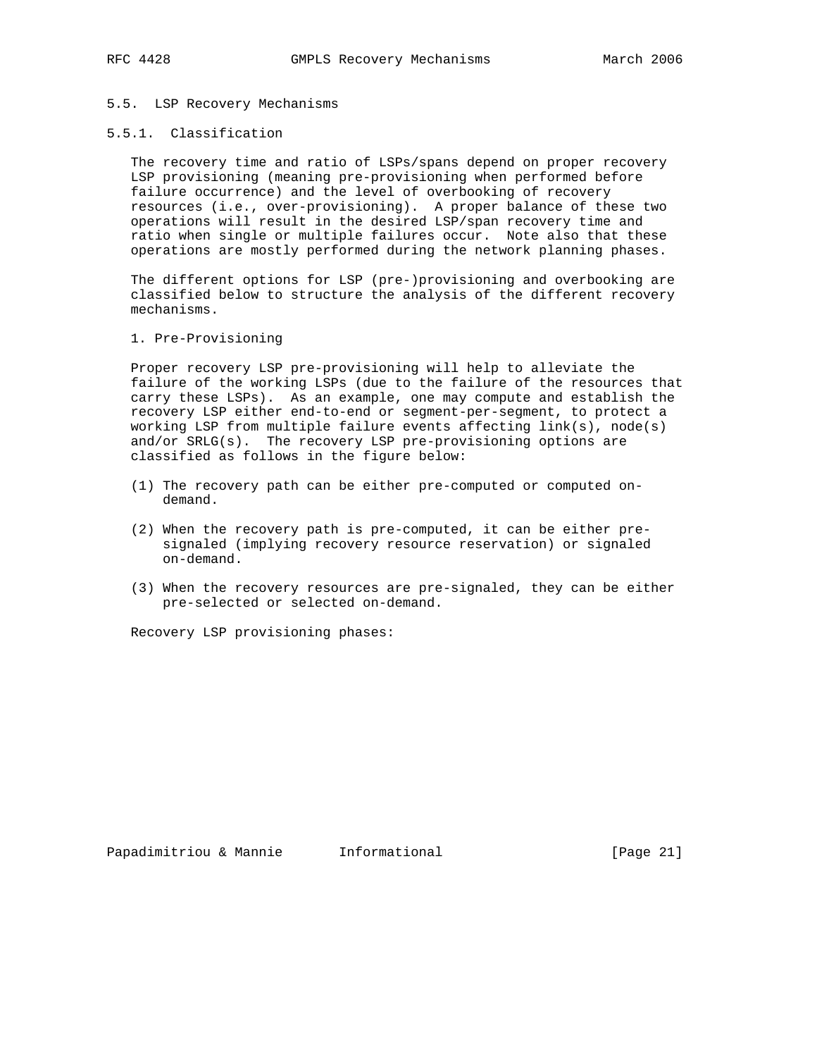## 5.5. LSP Recovery Mechanisms

### 5.5.1. Classification

The recovery time and ratio of LSPs/spans depend on proper recovery LSP provisioning (meaning pre-provisioning when performed before failure occurrence) and the level of overbooking of recovery resources (i.e., over-provisioning). A proper balance of these two operations will result in the desired LSP/span recovery time and ratio when single or multiple failures occur. Note also that these operations are mostly performed during the network planning phases.

The different options for LSP (pre-)provisioning and overbooking are classified below to structure the analysis of the different recovery mechanisms.

1. Pre-Provisioning

Proper recovery LSP pre-provisioning will help to alleviate the failure of the working LSPs (due to the failure of the resources that carry these LSPs). As an example, one may compute and establish the recovery LSP either end-to-end or segment-per-segment, to protect a working LSP from multiple failure events affecting link(s), node(s) and/or SRLG(s). The recovery LSP pre-provisioning options are classified as follows in the figure below:

(1) The recovery path can be either pre-computed or computed on-demand.

(2) When the recovery path is pre-computed, it can be either pre-signaled (implying recovery resource reservation) or signaled on-demand.

(3) When the recovery resources are pre-signaled, they can be either pre-selected or selected on-demand.

Recovery LSP provisioning phases: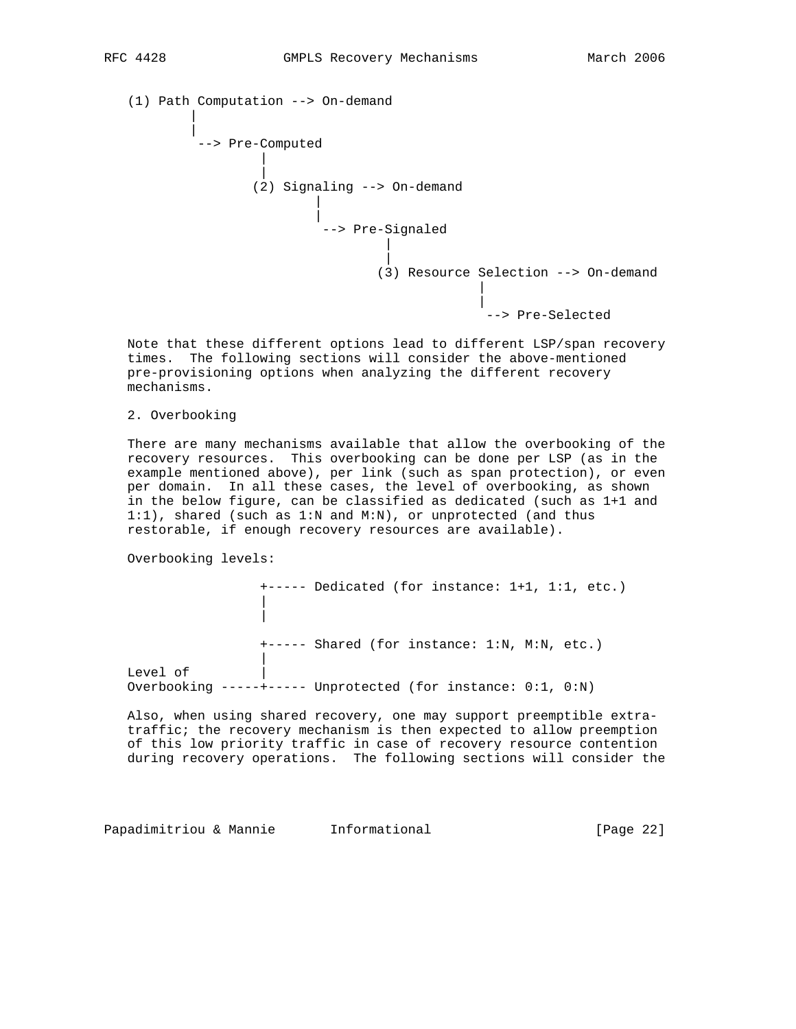```
(1) Path Computation --> On-demand
        |
        |
         --> Pre-Computed
                 |
                 |
                (2) Signaling --> On-demand
                       |
                       |
                        --> Pre-Signaled
                                |
                                |
                              (3) Resource Selection --> On-demand
                                          |
                                          |
                                           --> Pre-Selected
```

Note that these different options lead to different LSP/span recovery times. The following sections will consider the above-mentioned pre-provisioning options when analyzing the different recovery mechanisms.

2. Overbooking

There are many mechanisms available that allow the overbooking of the recovery resources. This overbooking can be done per LSP (as in the example mentioned above), per link (such as span protection), or even per domain. In all these cases, the level of overbooking, as shown in the below figure, can be classified as dedicated (such as 1+1 and 1:1), shared (such as 1:N and M:N), or unprotected (and thus restorable, if enough recovery resources are available).

Overbooking levels:

```
                 +----- Dedicated (for instance: 1+1, 1:1, etc.)
                 |
                 |
                 +----- Shared (for instance: 1:N, M:N, etc.)
                 |
Level of         |
Overbooking -----+----- Unprotected (for instance: 0:1, 0:N)
```

Also, when using shared recovery, one may support preemptible extra-traffic; the recovery mechanism is then expected to allow preemption of this low priority traffic in case of recovery resource contention during recovery operations. The following sections will consider the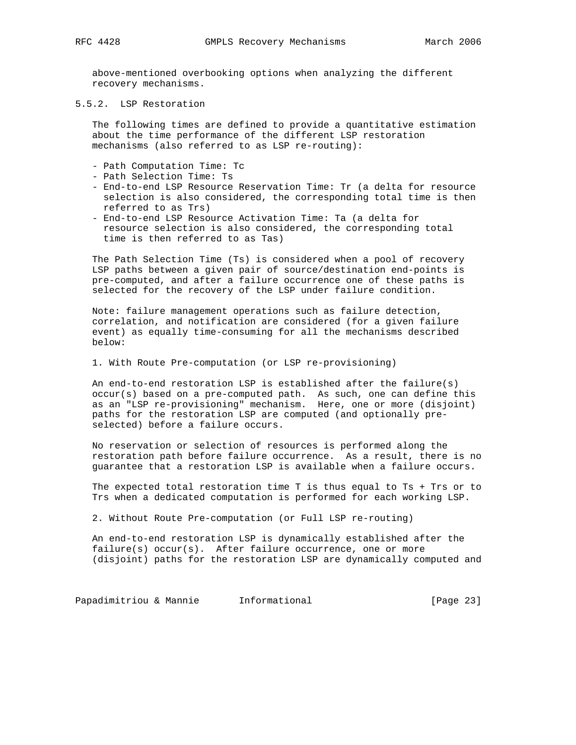above-mentioned overbooking options when analyzing the different recovery mechanisms.

### 5.5.2. LSP Restoration

The following times are defined to provide a quantitative estimation about the time performance of the different LSP restoration mechanisms (also referred to as LSP re-routing):

- Path Computation Time: Tc
- Path Selection Time: Ts
- End-to-end LSP Resource Reservation Time: Tr (a delta for resource selection is also considered, the corresponding total time is then referred to as Trs)
- End-to-end LSP Resource Activation Time: Ta (a delta for resource selection is also considered, the corresponding total time is then referred to as Tas)

The Path Selection Time (Ts) is considered when a pool of recovery LSP paths between a given pair of source/destination end-points is pre-computed, and after a failure occurrence one of these paths is selected for the recovery of the LSP under failure condition.

Note: failure management operations such as failure detection, correlation, and notification are considered (for a given failure event) as equally time-consuming for all the mechanisms described below:

1. With Route Pre-computation (or LSP re-provisioning)

An end-to-end restoration LSP is established after the failure(s) occur(s) based on a pre-computed path. As such, one can define this as an "LSP re-provisioning" mechanism. Here, one or more (disjoint) paths for the restoration LSP are computed (and optionally pre-selected) before a failure occurs.

No reservation or selection of resources is performed along the restoration path before failure occurrence. As a result, there is no guarantee that a restoration LSP is available when a failure occurs.

The expected total restoration time T is thus equal to Ts + Trs or to Trs when a dedicated computation is performed for each working LSP.

2. Without Route Pre-computation (or Full LSP re-routing)

An end-to-end restoration LSP is dynamically established after the failure(s) occur(s). After failure occurrence, one or more (disjoint) paths for the restoration LSP are dynamically computed and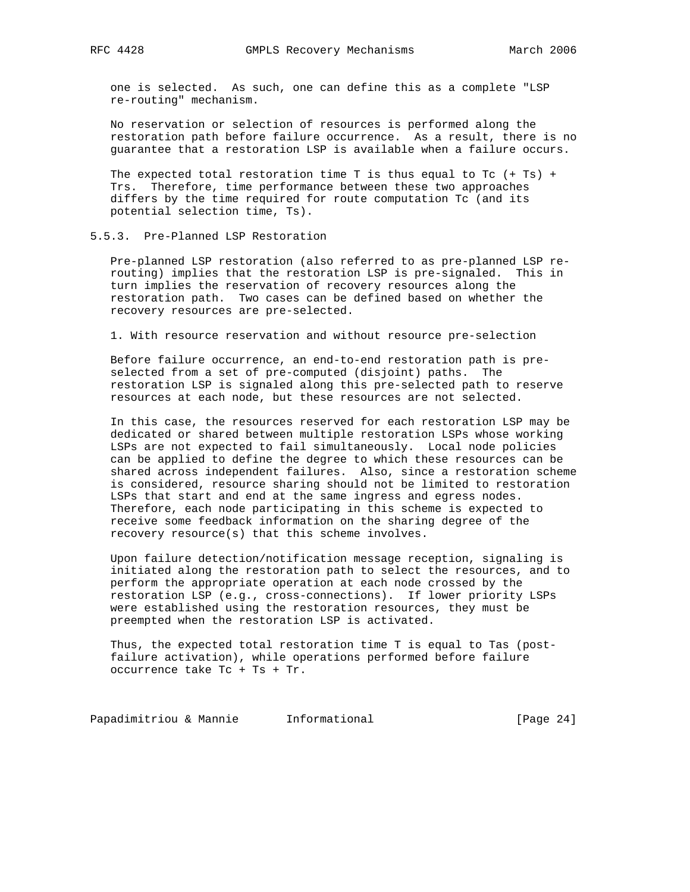one is selected. As such, one can define this as a complete "LSP re-routing" mechanism.

No reservation or selection of resources is performed along the restoration path before failure occurrence. As a result, there is no guarantee that a restoration LSP is available when a failure occurs.

The expected total restoration time T is thus equal to Tc (+ Ts) + Trs. Therefore, time performance between these two approaches differs by the time required for route computation Tc (and its potential selection time, Ts).

### 5.5.3. Pre-Planned LSP Restoration

Pre-planned LSP restoration (also referred to as pre-planned LSP re-routing) implies that the restoration LSP is pre-signaled. This in turn implies the reservation of recovery resources along the restoration path. Two cases can be defined based on whether the recovery resources are pre-selected.

1. With resource reservation and without resource pre-selection

Before failure occurrence, an end-to-end restoration path is pre-selected from a set of pre-computed (disjoint) paths. The restoration LSP is signaled along this pre-selected path to reserve resources at each node, but these resources are not selected.

In this case, the resources reserved for each restoration LSP may be dedicated or shared between multiple restoration LSPs whose working LSPs are not expected to fail simultaneously. Local node policies can be applied to define the degree to which these resources can be shared across independent failures. Also, since a restoration scheme is considered, resource sharing should not be limited to restoration LSPs that start and end at the same ingress and egress nodes. Therefore, each node participating in this scheme is expected to receive some feedback information on the sharing degree of the recovery resource(s) that this scheme involves.

Upon failure detection/notification message reception, signaling is initiated along the restoration path to select the resources, and to perform the appropriate operation at each node crossed by the restoration LSP (e.g., cross-connections). If lower priority LSPs were established using the restoration resources, they must be preempted when the restoration LSP is activated.

Thus, the expected total restoration time T is equal to Tas (post-failure activation), while operations performed before failure occurrence take Tc + Ts + Tr.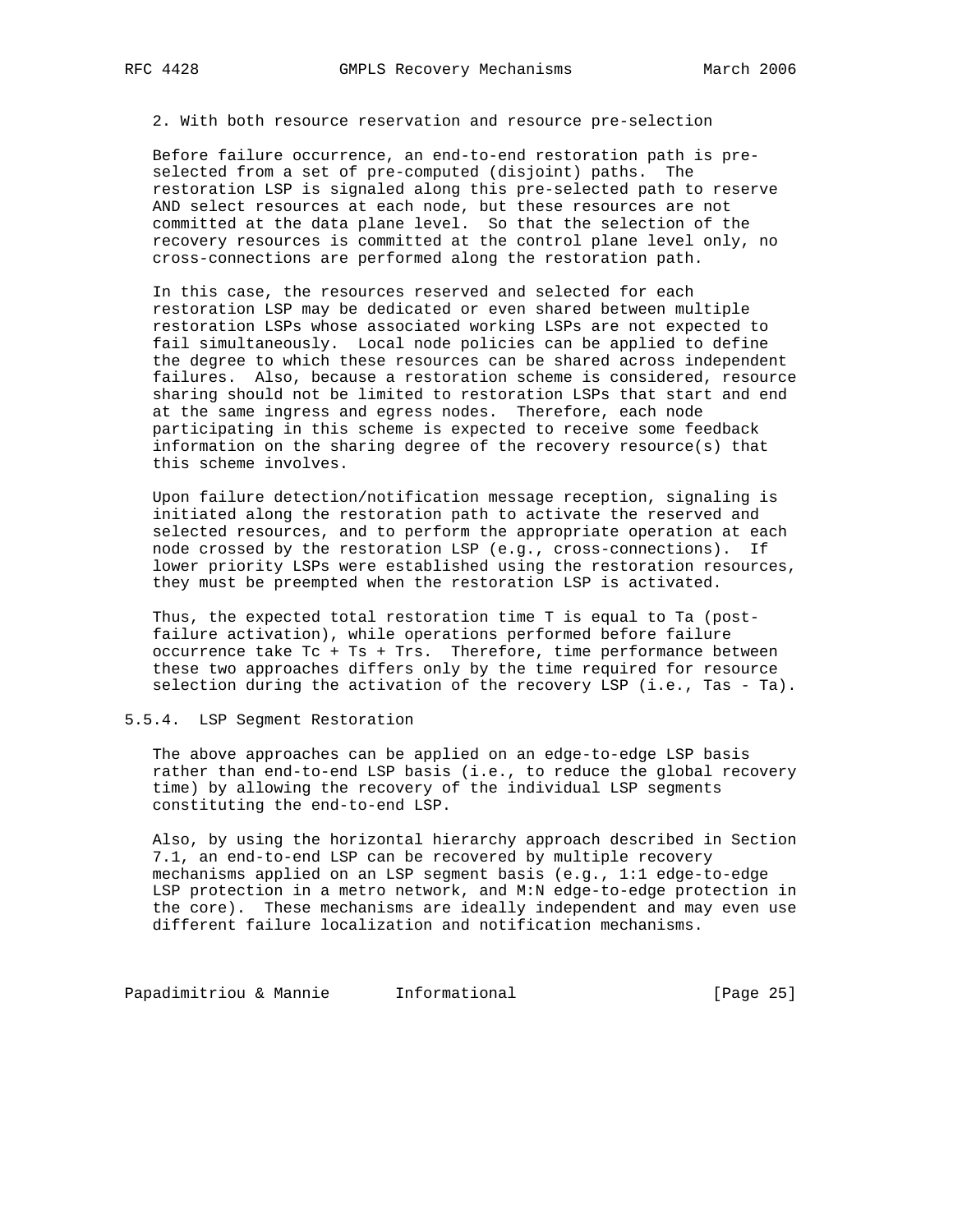2. With both resource reservation and resource pre-selection

Before failure occurrence, an end-to-end restoration path is pre-selected from a set of pre-computed (disjoint) paths. The restoration LSP is signaled along this pre-selected path to reserve AND select resources at each node, but these resources are not committed at the data plane level. So that the selection of the recovery resources is committed at the control plane level only, no cross-connections are performed along the restoration path.

In this case, the resources reserved and selected for each restoration LSP may be dedicated or even shared between multiple restoration LSPs whose associated working LSPs are not expected to fail simultaneously. Local node policies can be applied to define the degree to which these resources can be shared across independent failures. Also, because a restoration scheme is considered, resource sharing should not be limited to restoration LSPs that start and end at the same ingress and egress nodes. Therefore, each node participating in this scheme is expected to receive some feedback information on the sharing degree of the recovery resource(s) that this scheme involves.

Upon failure detection/notification message reception, signaling is initiated along the restoration path to activate the reserved and selected resources, and to perform the appropriate operation at each node crossed by the restoration LSP (e.g., cross-connections). If lower priority LSPs were established using the restoration resources, they must be preempted when the restoration LSP is activated.

Thus, the expected total restoration time T is equal to Ta (post-failure activation), while operations performed before failure occurrence take Tc + Ts + Trs. Therefore, time performance between these two approaches differs only by the time required for resource selection during the activation of the recovery LSP (i.e., Tas - Ta).

### 5.5.4. LSP Segment Restoration

The above approaches can be applied on an edge-to-edge LSP basis rather than end-to-end LSP basis (i.e., to reduce the global recovery time) by allowing the recovery of the individual LSP segments constituting the end-to-end LSP.

Also, by using the horizontal hierarchy approach described in Section 7.1, an end-to-end LSP can be recovered by multiple recovery mechanisms applied on an LSP segment basis (e.g., 1:1 edge-to-edge LSP protection in a metro network, and M:N edge-to-edge protection in the core). These mechanisms are ideally independent and may even use different failure localization and notification mechanisms.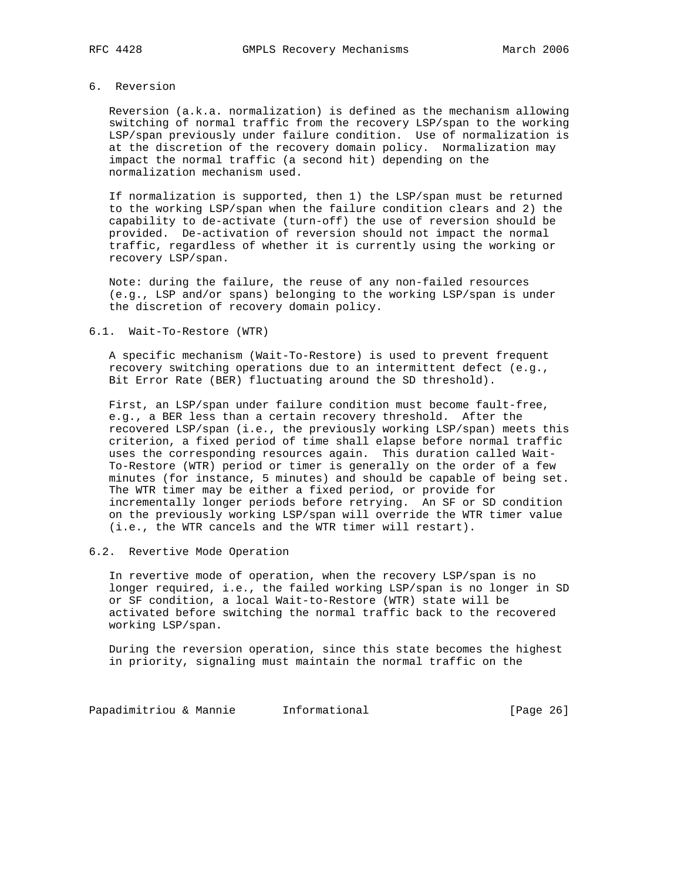## 6. Reversion

Reversion (a.k.a. normalization) is defined as the mechanism allowing switching of normal traffic from the recovery LSP/span to the working LSP/span previously under failure condition. Use of normalization is at the discretion of the recovery domain policy. Normalization may impact the normal traffic (a second hit) depending on the normalization mechanism used.

If normalization is supported, then 1) the LSP/span must be returned to the working LSP/span when the failure condition clears and 2) the capability to de-activate (turn-off) the use of reversion should be provided. De-activation of reversion should not impact the normal traffic, regardless of whether it is currently using the working or recovery LSP/span.

Note: during the failure, the reuse of any non-failed resources (e.g., LSP and/or spans) belonging to the working LSP/span is under the discretion of recovery domain policy.

### 6.1. Wait-To-Restore (WTR)

A specific mechanism (Wait-To-Restore) is used to prevent frequent recovery switching operations due to an intermittent defect (e.g., Bit Error Rate (BER) fluctuating around the SD threshold).

First, an LSP/span under failure condition must become fault-free, e.g., a BER less than a certain recovery threshold. After the recovered LSP/span (i.e., the previously working LSP/span) meets this criterion, a fixed period of time shall elapse before normal traffic uses the corresponding resources again. This duration called Wait-To-Restore (WTR) period or timer is generally on the order of a few minutes (for instance, 5 minutes) and should be capable of being set. The WTR timer may be either a fixed period, or provide for incrementally longer periods before retrying. An SF or SD condition on the previously working LSP/span will override the WTR timer value (i.e., the WTR cancels and the WTR timer will restart).

### 6.2. Revertive Mode Operation

In revertive mode of operation, when the recovery LSP/span is no longer required, i.e., the failed working LSP/span is no longer in SD or SF condition, a local Wait-to-Restore (WTR) state will be activated before switching the normal traffic back to the recovered working LSP/span.

During the reversion operation, since this state becomes the highest in priority, signaling must maintain the normal traffic on the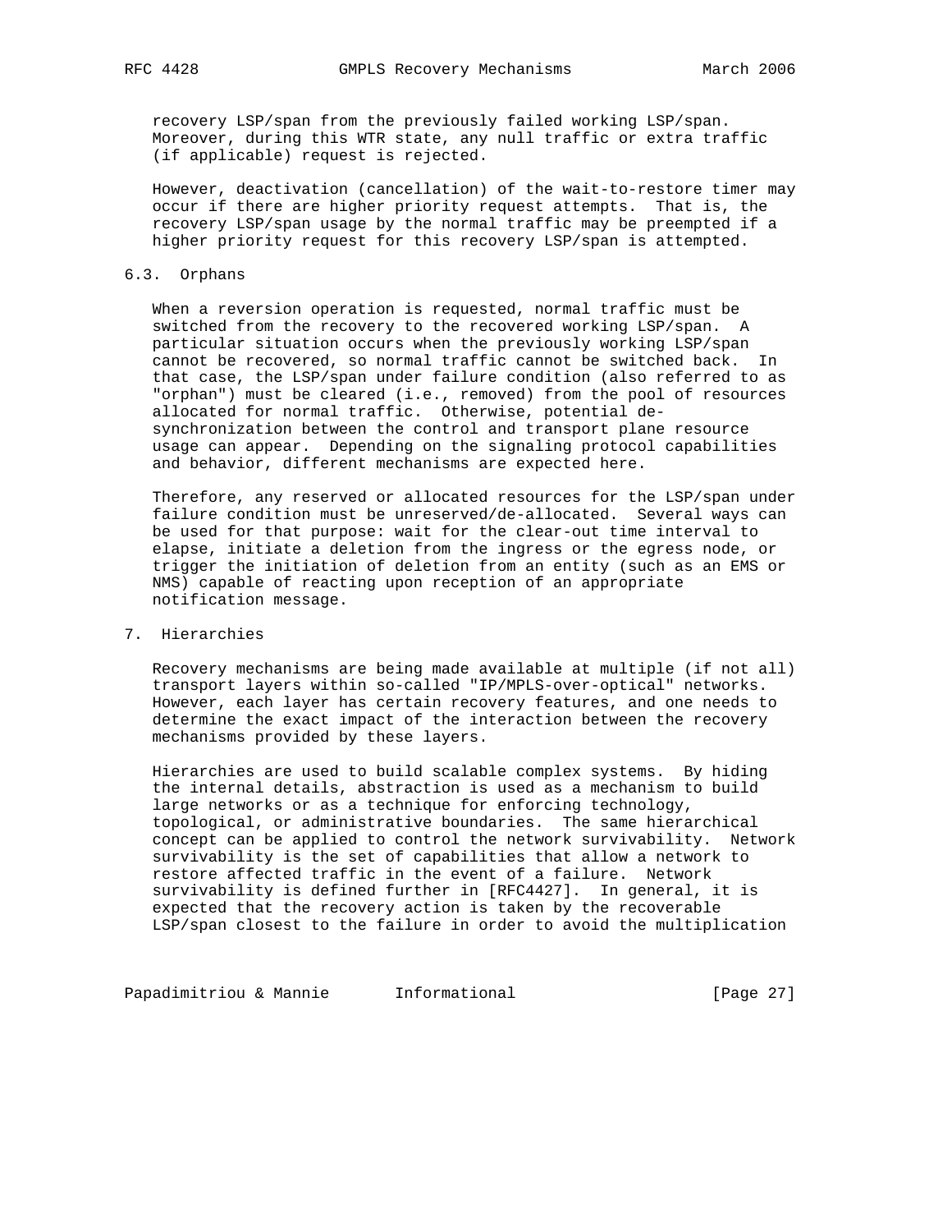recovery LSP/span from the previously failed working LSP/span. Moreover, during this WTR state, any null traffic or extra traffic (if applicable) request is rejected.

However, deactivation (cancellation) of the wait-to-restore timer may occur if there are higher priority request attempts. That is, the recovery LSP/span usage by the normal traffic may be preempted if a higher priority request for this recovery LSP/span is attempted.

### 6.3. Orphans

When a reversion operation is requested, normal traffic must be switched from the recovery to the recovered working LSP/span. A particular situation occurs when the previously working LSP/span cannot be recovered, so normal traffic cannot be switched back. In that case, the LSP/span under failure condition (also referred to as "orphan") must be cleared (i.e., removed) from the pool of resources allocated for normal traffic. Otherwise, potential de-synchronization between the control and transport plane resource usage can appear. Depending on the signaling protocol capabilities and behavior, different mechanisms are expected here.

Therefore, any reserved or allocated resources for the LSP/span under failure condition must be unreserved/de-allocated. Several ways can be used for that purpose: wait for the clear-out time interval to elapse, initiate a deletion from the ingress or the egress node, or trigger the initiation of deletion from an entity (such as an EMS or NMS) capable of reacting upon reception of an appropriate notification message.

## 7. Hierarchies

Recovery mechanisms are being made available at multiple (if not all) transport layers within so-called "IP/MPLS-over-optical" networks. However, each layer has certain recovery features, and one needs to determine the exact impact of the interaction between the recovery mechanisms provided by these layers.

Hierarchies are used to build scalable complex systems. By hiding the internal details, abstraction is used as a mechanism to build large networks or as a technique for enforcing technology, topological, or administrative boundaries. The same hierarchical concept can be applied to control the network survivability. Network survivability is the set of capabilities that allow a network to restore affected traffic in the event of a failure. Network survivability is defined further in [RFC4427]. In general, it is expected that the recovery action is taken by the recoverable LSP/span closest to the failure in order to avoid the multiplication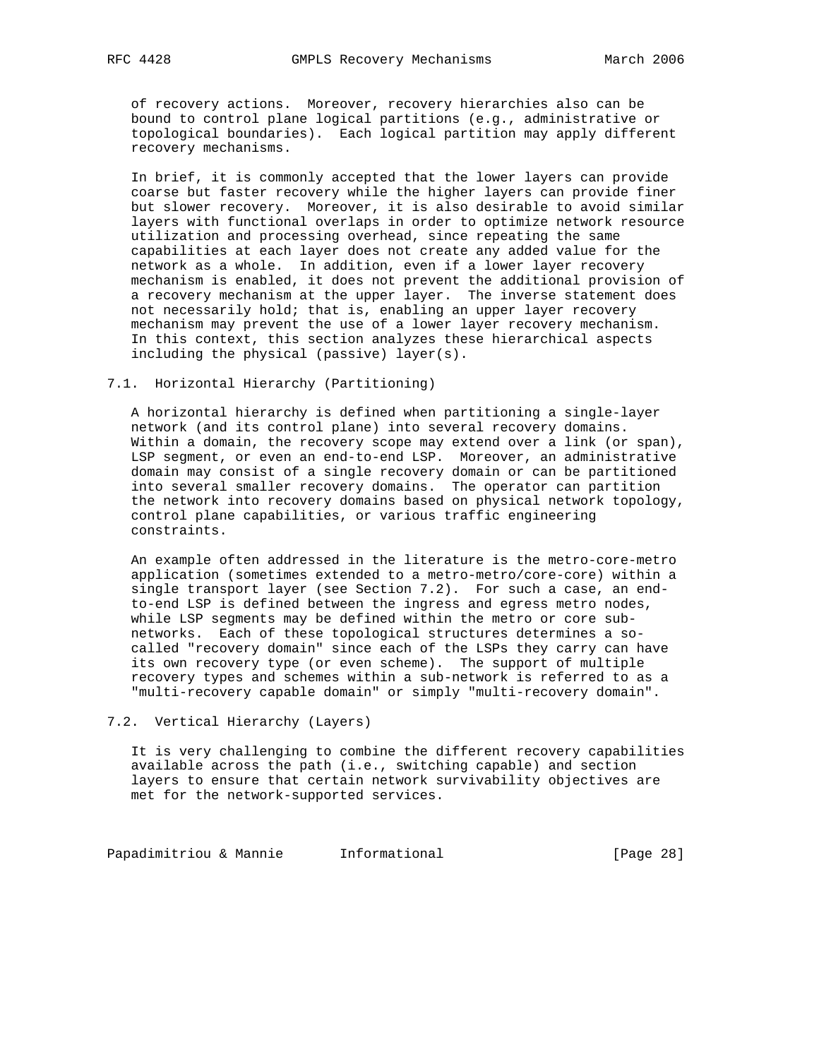of recovery actions. Moreover, recovery hierarchies also can be bound to control plane logical partitions (e.g., administrative or topological boundaries). Each logical partition may apply different recovery mechanisms.

In brief, it is commonly accepted that the lower layers can provide coarse but faster recovery while the higher layers can provide finer but slower recovery. Moreover, it is also desirable to avoid similar layers with functional overlaps in order to optimize network resource utilization and processing overhead, since repeating the same capabilities at each layer does not create any added value for the network as a whole. In addition, even if a lower layer recovery mechanism is enabled, it does not prevent the additional provision of a recovery mechanism at the upper layer. The inverse statement does not necessarily hold; that is, enabling an upper layer recovery mechanism may prevent the use of a lower layer recovery mechanism. In this context, this section analyzes these hierarchical aspects including the physical (passive) layer(s).

## 7.1. Horizontal Hierarchy (Partitioning)

A horizontal hierarchy is defined when partitioning a single-layer network (and its control plane) into several recovery domains. Within a domain, the recovery scope may extend over a link (or span), LSP segment, or even an end-to-end LSP. Moreover, an administrative domain may consist of a single recovery domain or can be partitioned into several smaller recovery domains. The operator can partition the network into recovery domains based on physical network topology, control plane capabilities, or various traffic engineering constraints.

An example often addressed in the literature is the metro-core-metro application (sometimes extended to a metro-metro/core-core) within a single transport layer (see Section 7.2). For such a case, an end-to-end LSP is defined between the ingress and egress metro nodes, while LSP segments may be defined within the metro or core sub-networks. Each of these topological structures determines a so-called "recovery domain" since each of the LSPs they carry can have its own recovery type (or even scheme). The support of multiple recovery types and schemes within a sub-network is referred to as a "multi-recovery capable domain" or simply "multi-recovery domain".

## 7.2. Vertical Hierarchy (Layers)

It is very challenging to combine the different recovery capabilities available across the path (i.e., switching capable) and section layers to ensure that certain network survivability objectives are met for the network-supported services.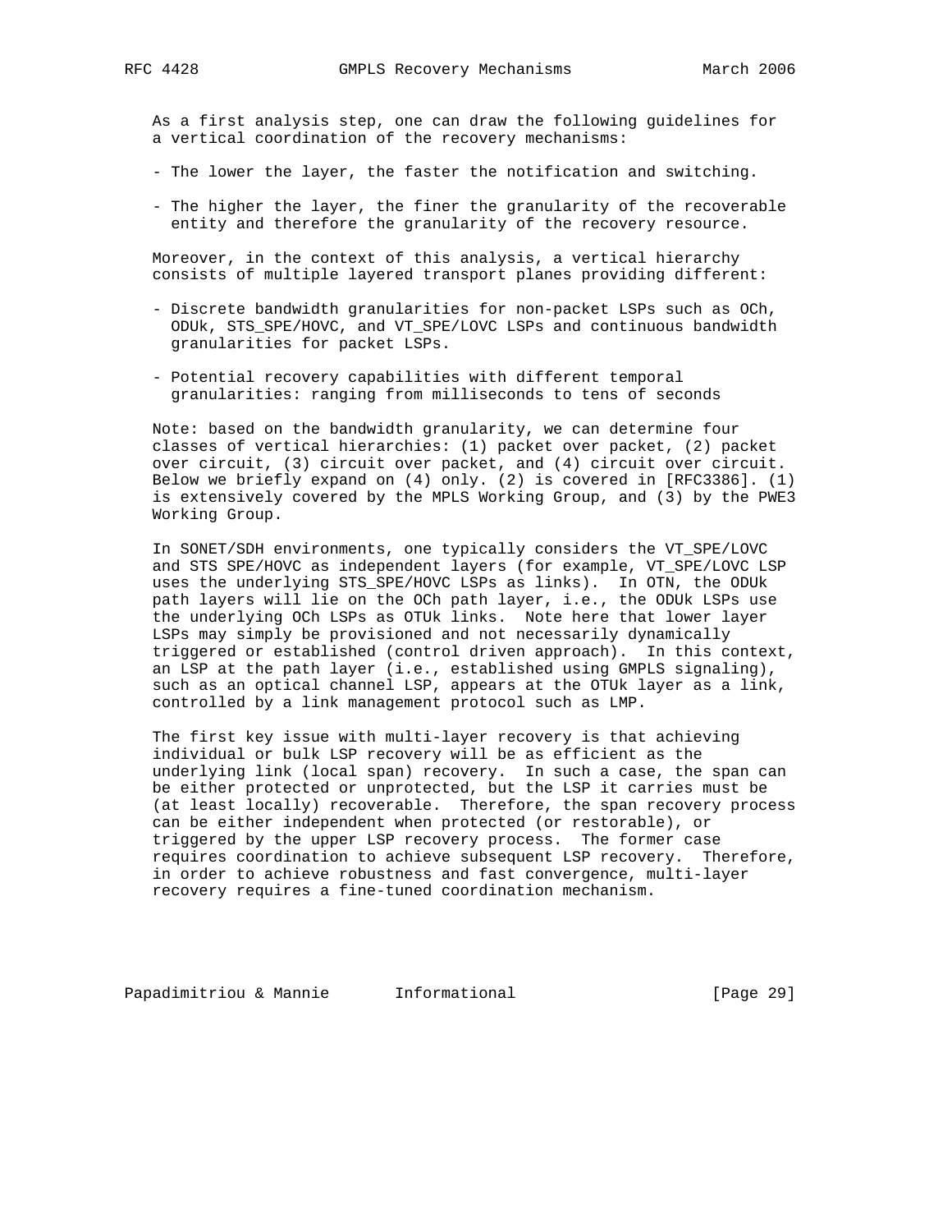As a first analysis step, one can draw the following guidelines for a vertical coordination of the recovery mechanisms:

- The lower the layer, the faster the notification and switching.

- The higher the layer, the finer the granularity of the recoverable entity and therefore the granularity of the recovery resource.

Moreover, in the context of this analysis, a vertical hierarchy consists of multiple layered transport planes providing different:

- Discrete bandwidth granularities for non-packet LSPs such as OCh, ODUk, STS_SPE/HOVC, and VT_SPE/LOVC LSPs and continuous bandwidth granularities for packet LSPs.

- Potential recovery capabilities with different temporal granularities: ranging from milliseconds to tens of seconds

Note: based on the bandwidth granularity, we can determine four classes of vertical hierarchies: (1) packet over packet, (2) packet over circuit, (3) circuit over packet, and (4) circuit over circuit. Below we briefly expand on (4) only. (2) is covered in [RFC3386]. (1) is extensively covered by the MPLS Working Group, and (3) by the PWE3 Working Group.

In SONET/SDH environments, one typically considers the VT_SPE/LOVC and STS SPE/HOVC as independent layers (for example, VT_SPE/LOVC LSP uses the underlying STS_SPE/HOVC LSPs as links). In OTN, the ODUk path layers will lie on the OCh path layer, i.e., the ODUk LSPs use the underlying OCh LSPs as OTUk links. Note here that lower layer LSPs may simply be provisioned and not necessarily dynamically triggered or established (control driven approach). In this context, an LSP at the path layer (i.e., established using GMPLS signaling), such as an optical channel LSP, appears at the OTUk layer as a link, controlled by a link management protocol such as LMP.

The first key issue with multi-layer recovery is that achieving individual or bulk LSP recovery will be as efficient as the underlying link (local span) recovery. In such a case, the span can be either protected or unprotected, but the LSP it carries must be (at least locally) recoverable. Therefore, the span recovery process can be either independent when protected (or restorable), or triggered by the upper LSP recovery process. The former case requires coordination to achieve subsequent LSP recovery. Therefore, in order to achieve robustness and fast convergence, multi-layer recovery requires a fine-tuned coordination mechanism.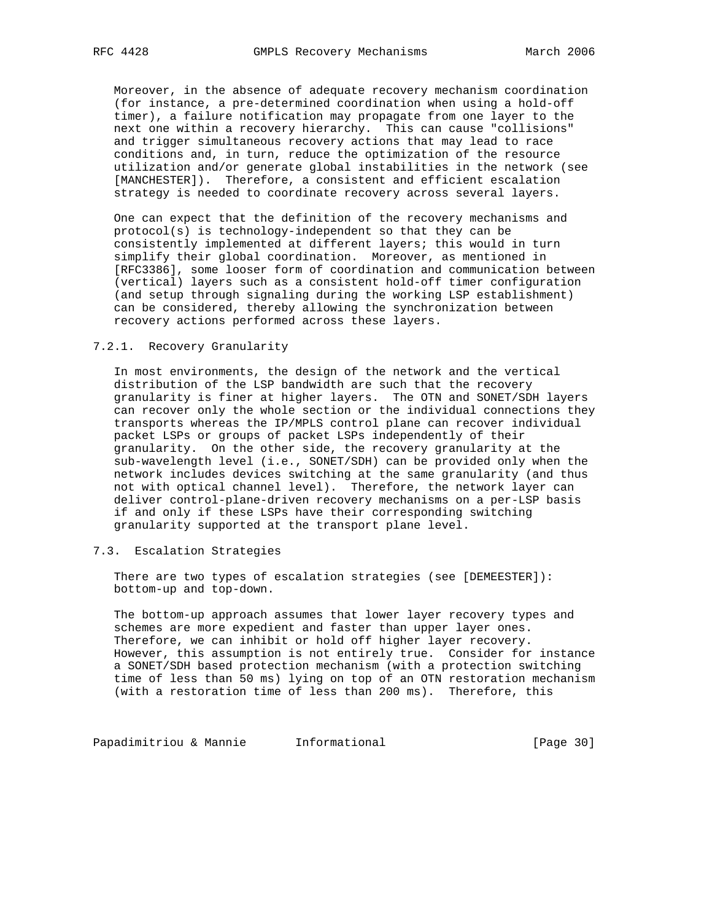Moreover, in the absence of adequate recovery mechanism coordination (for instance, a pre-determined coordination when using a hold-off timer), a failure notification may propagate from one layer to the next one within a recovery hierarchy. This can cause "collisions" and trigger simultaneous recovery actions that may lead to race conditions and, in turn, reduce the optimization of the resource utilization and/or generate global instabilities in the network (see [MANCHESTER]). Therefore, a consistent and efficient escalation strategy is needed to coordinate recovery across several layers.

One can expect that the definition of the recovery mechanisms and protocol(s) is technology-independent so that they can be consistently implemented at different layers; this would in turn simplify their global coordination. Moreover, as mentioned in [RFC3386], some looser form of coordination and communication between (vertical) layers such as a consistent hold-off timer configuration (and setup through signaling during the working LSP establishment) can be considered, thereby allowing the synchronization between recovery actions performed across these layers.

### 7.2.1. Recovery Granularity

In most environments, the design of the network and the vertical distribution of the LSP bandwidth are such that the recovery granularity is finer at higher layers. The OTN and SONET/SDH layers can recover only the whole section or the individual connections they transports whereas the IP/MPLS control plane can recover individual packet LSPs or groups of packet LSPs independently of their granularity. On the other side, the recovery granularity at the sub-wavelength level (i.e., SONET/SDH) can be provided only when the network includes devices switching at the same granularity (and thus not with optical channel level). Therefore, the network layer can deliver control-plane-driven recovery mechanisms on a per-LSP basis if and only if these LSPs have their corresponding switching granularity supported at the transport plane level.

## 7.3. Escalation Strategies

There are two types of escalation strategies (see [DEMEESTER]): bottom-up and top-down.

The bottom-up approach assumes that lower layer recovery types and schemes are more expedient and faster than upper layer ones. Therefore, we can inhibit or hold off higher layer recovery. However, this assumption is not entirely true. Consider for instance a SONET/SDH based protection mechanism (with a protection switching time of less than 50 ms) lying on top of an OTN restoration mechanism (with a restoration time of less than 200 ms). Therefore, this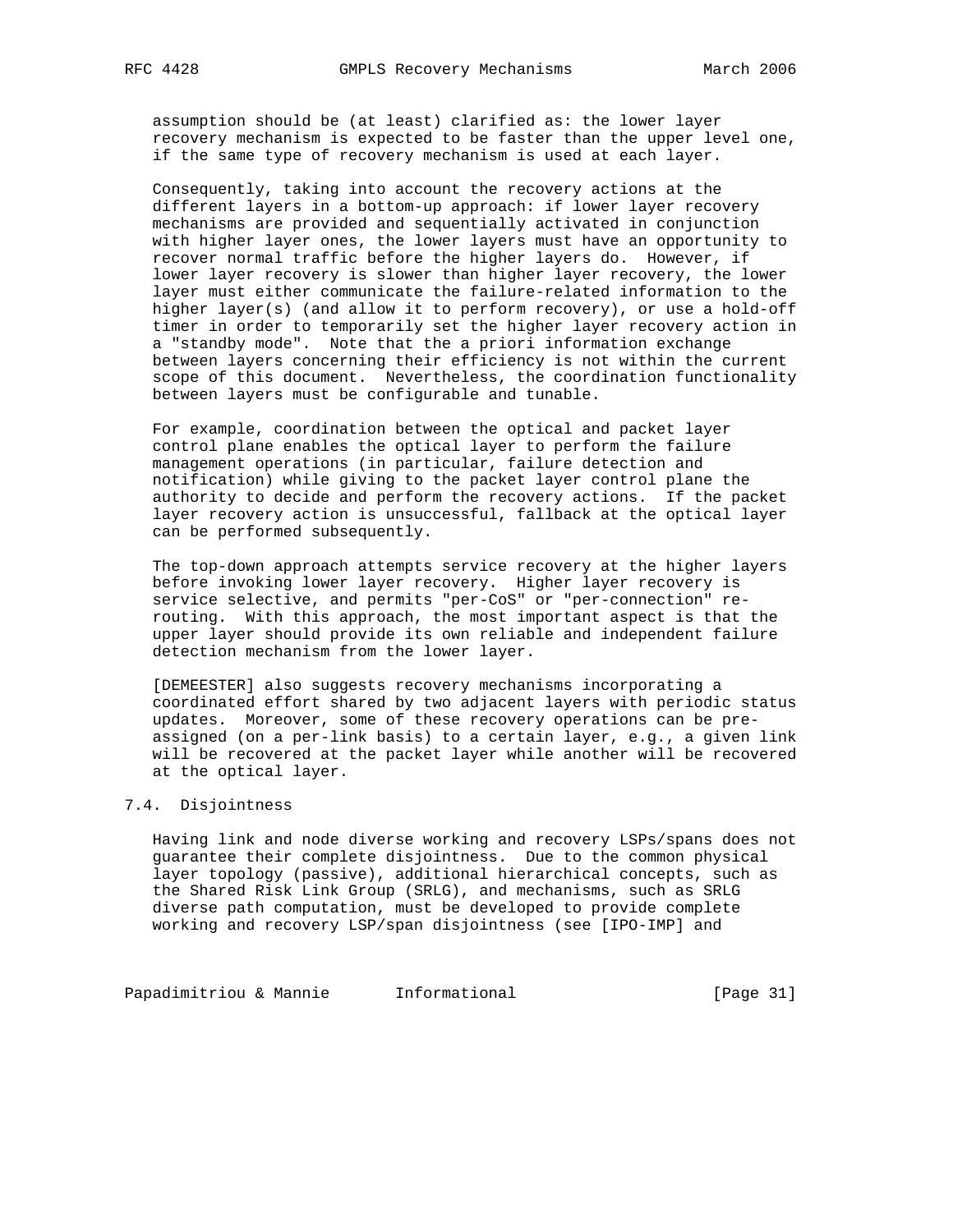assumption should be (at least) clarified as: the lower layer recovery mechanism is expected to be faster than the upper level one, if the same type of recovery mechanism is used at each layer.

Consequently, taking into account the recovery actions at the different layers in a bottom-up approach: if lower layer recovery mechanisms are provided and sequentially activated in conjunction with higher layer ones, the lower layers must have an opportunity to recover normal traffic before the higher layers do. However, if lower layer recovery is slower than higher layer recovery, the lower layer must either communicate the failure-related information to the higher layer(s) (and allow it to perform recovery), or use a hold-off timer in order to temporarily set the higher layer recovery action in a "standby mode". Note that the a priori information exchange between layers concerning their efficiency is not within the current scope of this document. Nevertheless, the coordination functionality between layers must be configurable and tunable.

For example, coordination between the optical and packet layer control plane enables the optical layer to perform the failure management operations (in particular, failure detection and notification) while giving to the packet layer control plane the authority to decide and perform the recovery actions. If the packet layer recovery action is unsuccessful, fallback at the optical layer can be performed subsequently.

The top-down approach attempts service recovery at the higher layers before invoking lower layer recovery. Higher layer recovery is service selective, and permits "per-CoS" or "per-connection" re-routing. With this approach, the most important aspect is that the upper layer should provide its own reliable and independent failure detection mechanism from the lower layer.

[DEMEESTER] also suggests recovery mechanisms incorporating a coordinated effort shared by two adjacent layers with periodic status updates. Moreover, some of these recovery operations can be pre-assigned (on a per-link basis) to a certain layer, e.g., a given link will be recovered at the packet layer while another will be recovered at the optical layer.

## 7.4. Disjointness

Having link and node diverse working and recovery LSPs/spans does not guarantee their complete disjointness. Due to the common physical layer topology (passive), additional hierarchical concepts, such as the Shared Risk Link Group (SRLG), and mechanisms, such as SRLG diverse path computation, must be developed to provide complete working and recovery LSP/span disjointness (see [IPO-IMP] and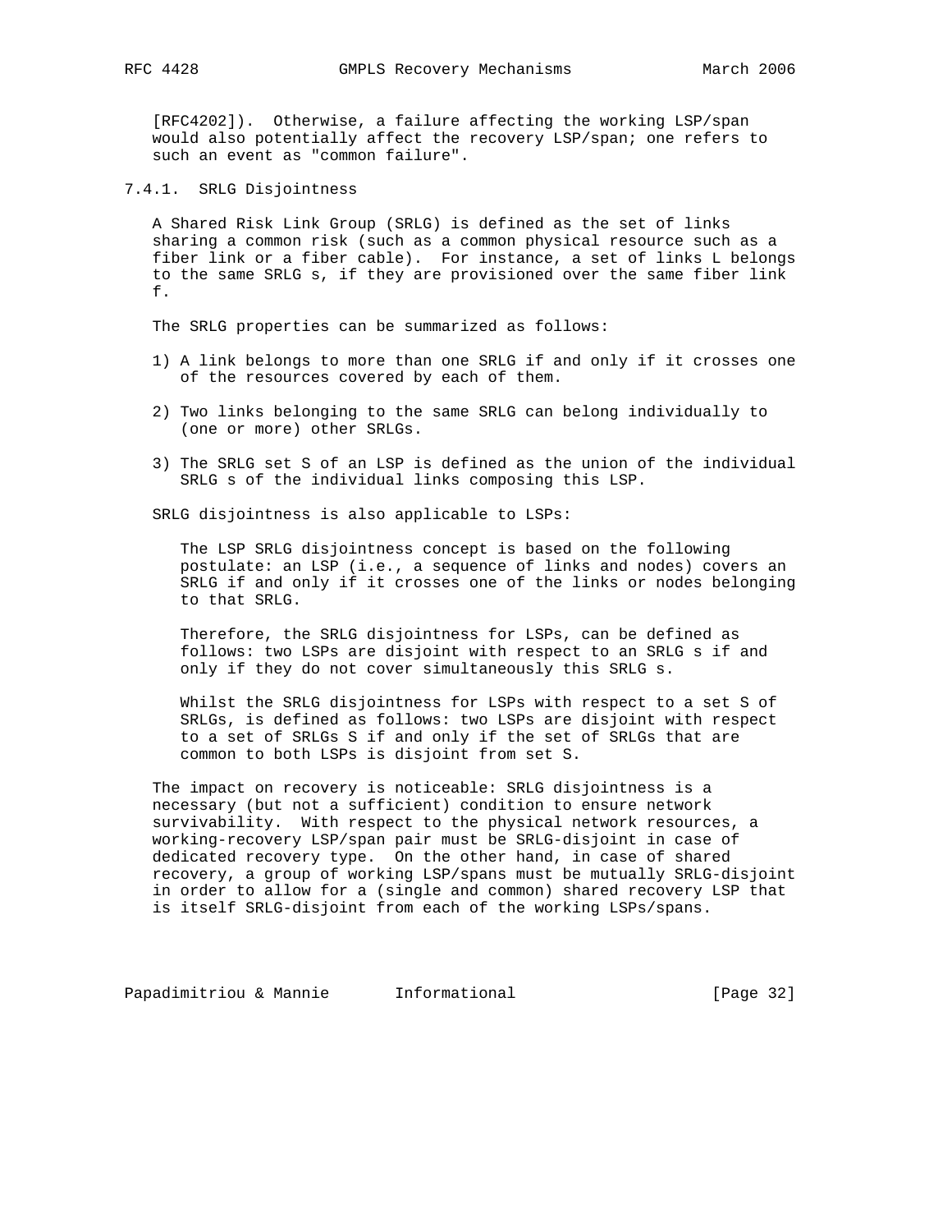[RFC4202]). Otherwise, a failure affecting the working LSP/span would also potentially affect the recovery LSP/span; one refers to such an event as "common failure".

### 7.4.1. SRLG Disjointness

A Shared Risk Link Group (SRLG) is defined as the set of links sharing a common risk (such as a common physical resource such as a fiber link or a fiber cable). For instance, a set of links L belongs to the same SRLG s, if they are provisioned over the same fiber link f.

The SRLG properties can be summarized as follows:

1) A link belongs to more than one SRLG if and only if it crosses one of the resources covered by each of them.

2) Two links belonging to the same SRLG can belong individually to (one or more) other SRLGs.

3) The SRLG set S of an LSP is defined as the union of the individual SRLG s of the individual links composing this LSP.

SRLG disjointness is also applicable to LSPs:

> The LSP SRLG disjointness concept is based on the following postulate: an LSP (i.e., a sequence of links and nodes) covers an SRLG if and only if it crosses one of the links or nodes belonging to that SRLG.
>
> Therefore, the SRLG disjointness for LSPs, can be defined as follows: two LSPs are disjoint with respect to an SRLG s if and only if they do not cover simultaneously this SRLG s.
>
> Whilst the SRLG disjointness for LSPs with respect to a set S of SRLGs, is defined as follows: two LSPs are disjoint with respect to a set of SRLGs S if and only if the set of SRLGs that are common to both LSPs is disjoint from set S.

The impact on recovery is noticeable: SRLG disjointness is a necessary (but not a sufficient) condition to ensure network survivability. With respect to the physical network resources, a working-recovery LSP/span pair must be SRLG-disjoint in case of dedicated recovery type. On the other hand, in case of shared recovery, a group of working LSP/spans must be mutually SRLG-disjoint in order to allow for a (single and common) shared recovery LSP that is itself SRLG-disjoint from each of the working LSPs/spans.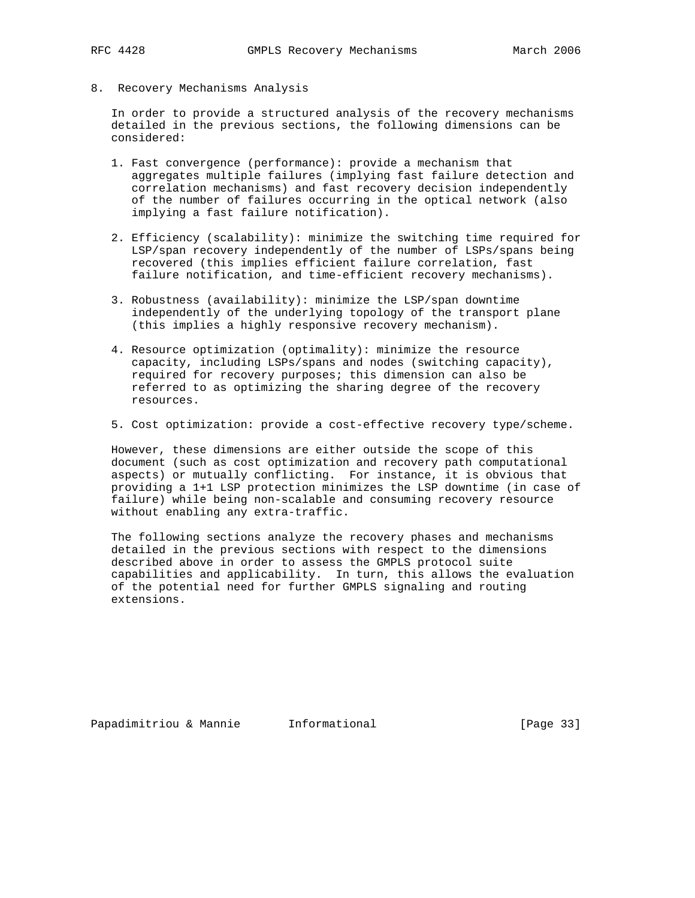## 8. Recovery Mechanisms Analysis

In order to provide a structured analysis of the recovery mechanisms detailed in the previous sections, the following dimensions can be considered:

1. Fast convergence (performance): provide a mechanism that aggregates multiple failures (implying fast failure detection and correlation mechanisms) and fast recovery decision independently of the number of failures occurring in the optical network (also implying a fast failure notification).

2. Efficiency (scalability): minimize the switching time required for LSP/span recovery independently of the number of LSPs/spans being recovered (this implies efficient failure correlation, fast failure notification, and time-efficient recovery mechanisms).

3. Robustness (availability): minimize the LSP/span downtime independently of the underlying topology of the transport plane (this implies a highly responsive recovery mechanism).

4. Resource optimization (optimality): minimize the resource capacity, including LSPs/spans and nodes (switching capacity), required for recovery purposes; this dimension can also be referred to as optimizing the sharing degree of the recovery resources.

5. Cost optimization: provide a cost-effective recovery type/scheme.

However, these dimensions are either outside the scope of this document (such as cost optimization and recovery path computational aspects) or mutually conflicting. For instance, it is obvious that providing a 1+1 LSP protection minimizes the LSP downtime (in case of failure) while being non-scalable and consuming recovery resource without enabling any extra-traffic.

The following sections analyze the recovery phases and mechanisms detailed in the previous sections with respect to the dimensions described above in order to assess the GMPLS protocol suite capabilities and applicability. In turn, this allows the evaluation of the potential need for further GMPLS signaling and routing extensions.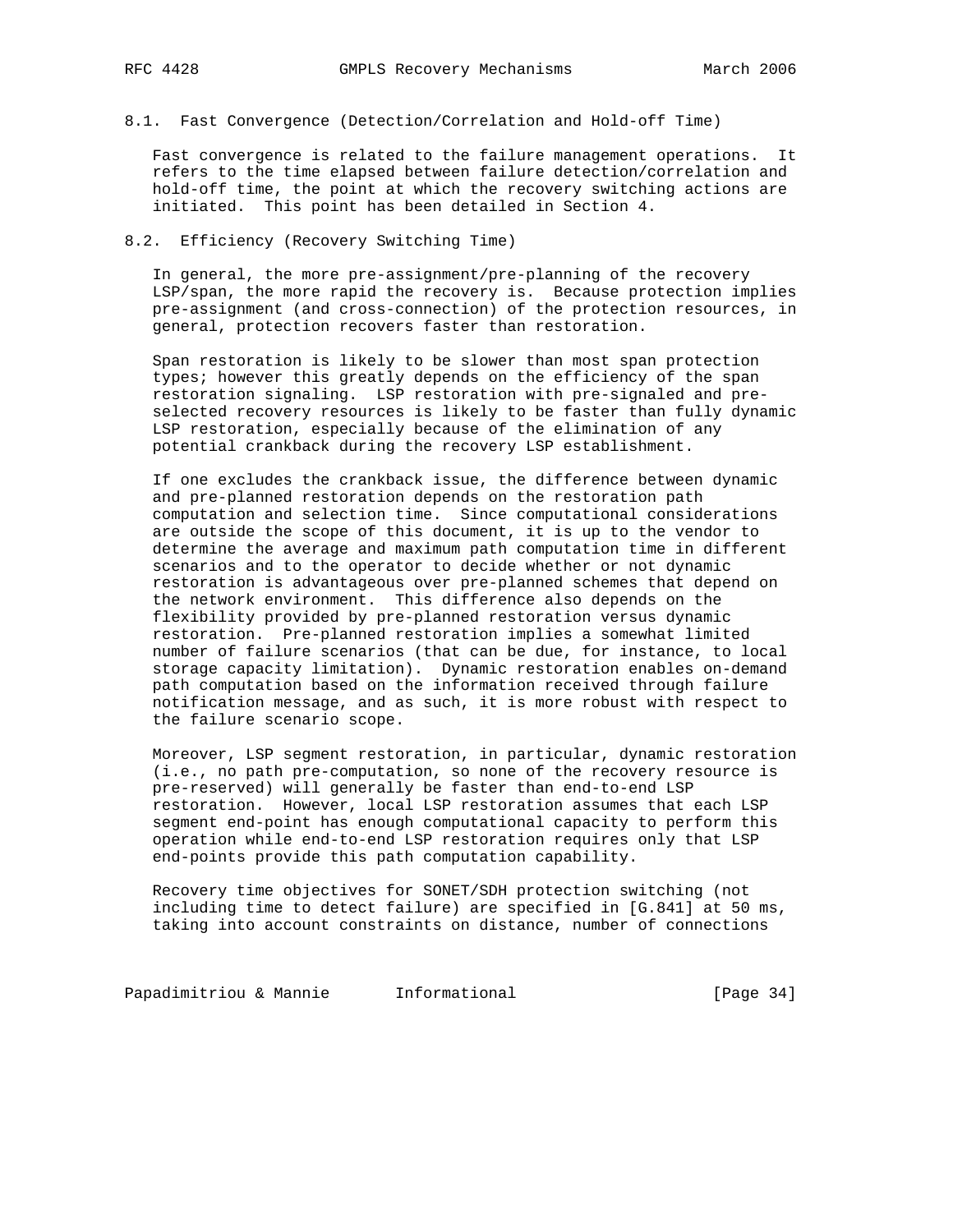### 8.1. Fast Convergence (Detection/Correlation and Hold-off Time)

Fast convergence is related to the failure management operations. It refers to the time elapsed between failure detection/correlation and hold-off time, the point at which the recovery switching actions are initiated. This point has been detailed in Section 4.

### 8.2. Efficiency (Recovery Switching Time)

In general, the more pre-assignment/pre-planning of the recovery LSP/span, the more rapid the recovery is. Because protection implies pre-assignment (and cross-connection) of the protection resources, in general, protection recovers faster than restoration.

Span restoration is likely to be slower than most span protection types; however this greatly depends on the efficiency of the span restoration signaling. LSP restoration with pre-signaled and pre-selected recovery resources is likely to be faster than fully dynamic LSP restoration, especially because of the elimination of any potential crankback during the recovery LSP establishment.

If one excludes the crankback issue, the difference between dynamic and pre-planned restoration depends on the restoration path computation and selection time. Since computational considerations are outside the scope of this document, it is up to the vendor to determine the average and maximum path computation time in different scenarios and to the operator to decide whether or not dynamic restoration is advantageous over pre-planned schemes that depend on the network environment. This difference also depends on the flexibility provided by pre-planned restoration versus dynamic restoration. Pre-planned restoration implies a somewhat limited number of failure scenarios (that can be due, for instance, to local storage capacity limitation). Dynamic restoration enables on-demand path computation based on the information received through failure notification message, and as such, it is more robust with respect to the failure scenario scope.

Moreover, LSP segment restoration, in particular, dynamic restoration (i.e., no path pre-computation, so none of the recovery resource is pre-reserved) will generally be faster than end-to-end LSP restoration. However, local LSP restoration assumes that each LSP segment end-point has enough computational capacity to perform this operation while end-to-end LSP restoration requires only that LSP end-points provide this path computation capability.

Recovery time objectives for SONET/SDH protection switching (not including time to detect failure) are specified in [G.841] at 50 ms, taking into account constraints on distance, number of connections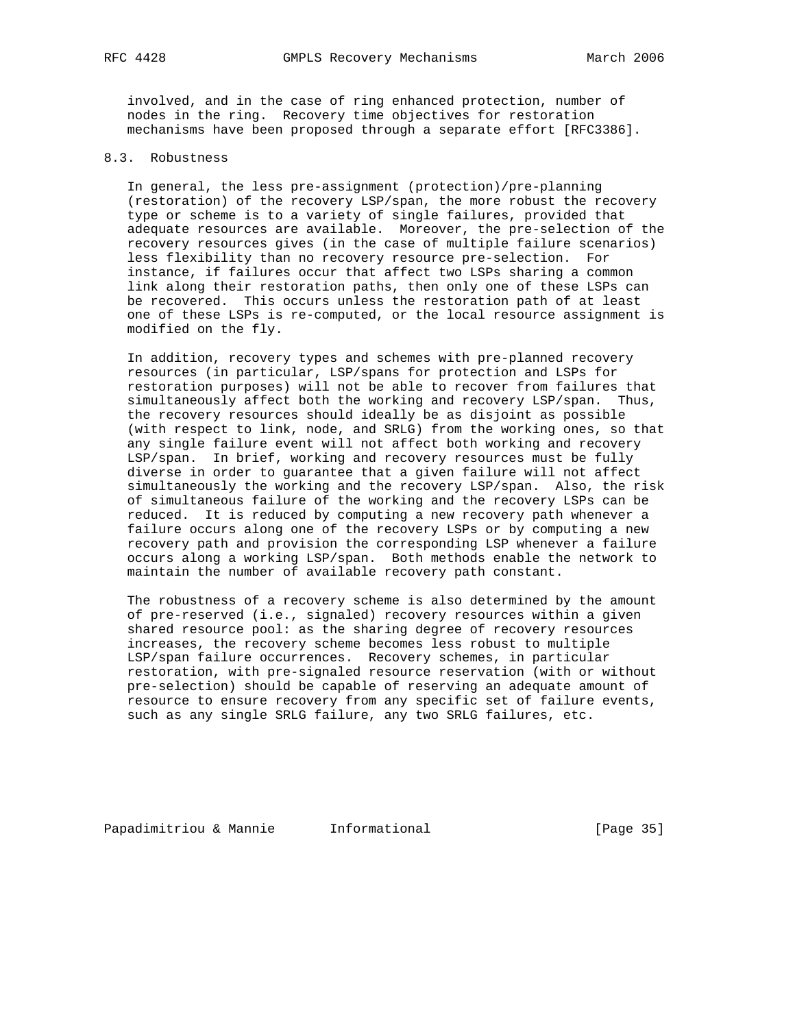involved, and in the case of ring enhanced protection, number of nodes in the ring. Recovery time objectives for restoration mechanisms have been proposed through a separate effort [RFC3386].

### 8.3. Robustness

In general, the less pre-assignment (protection)/pre-planning (restoration) of the recovery LSP/span, the more robust the recovery type or scheme is to a variety of single failures, provided that adequate resources are available. Moreover, the pre-selection of the recovery resources gives (in the case of multiple failure scenarios) less flexibility than no recovery resource pre-selection. For instance, if failures occur that affect two LSPs sharing a common link along their restoration paths, then only one of these LSPs can be recovered. This occurs unless the restoration path of at least one of these LSPs is re-computed, or the local resource assignment is modified on the fly.

In addition, recovery types and schemes with pre-planned recovery resources (in particular, LSP/spans for protection and LSPs for restoration purposes) will not be able to recover from failures that simultaneously affect both the working and recovery LSP/span. Thus, the recovery resources should ideally be as disjoint as possible (with respect to link, node, and SRLG) from the working ones, so that any single failure event will not affect both working and recovery LSP/span. In brief, working and recovery resources must be fully diverse in order to guarantee that a given failure will not affect simultaneously the working and the recovery LSP/span. Also, the risk of simultaneous failure of the working and the recovery LSPs can be reduced. It is reduced by computing a new recovery path whenever a failure occurs along one of the recovery LSPs or by computing a new recovery path and provision the corresponding LSP whenever a failure occurs along a working LSP/span. Both methods enable the network to maintain the number of available recovery path constant.

The robustness of a recovery scheme is also determined by the amount of pre-reserved (i.e., signaled) recovery resources within a given shared resource pool: as the sharing degree of recovery resources increases, the recovery scheme becomes less robust to multiple LSP/span failure occurrences. Recovery schemes, in particular restoration, with pre-signaled resource reservation (with or without pre-selection) should be capable of reserving an adequate amount of resource to ensure recovery from any specific set of failure events, such as any single SRLG failure, any two SRLG failures, etc.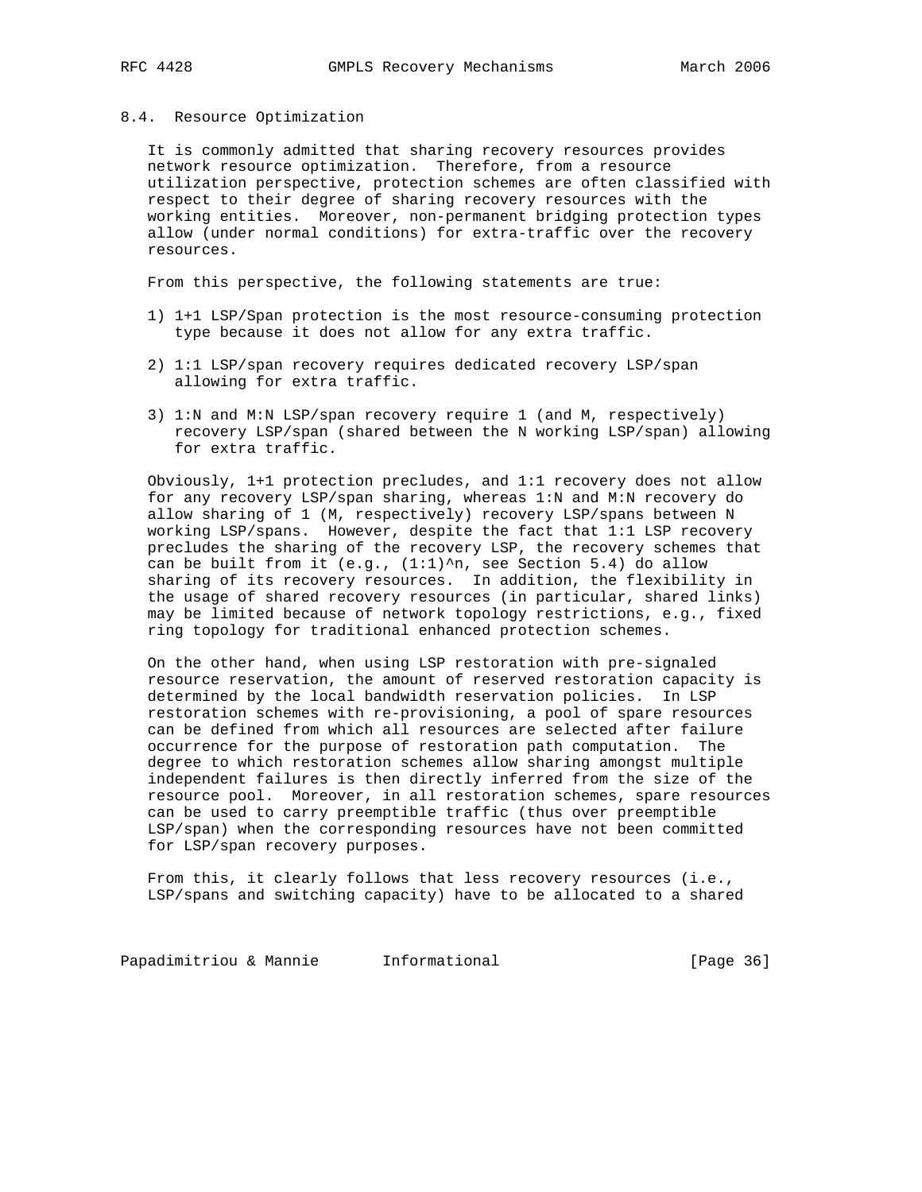## 8.4. Resource Optimization

It is commonly admitted that sharing recovery resources provides network resource optimization. Therefore, from a resource utilization perspective, protection schemes are often classified with respect to their degree of sharing recovery resources with the working entities. Moreover, non-permanent bridging protection types allow (under normal conditions) for extra-traffic over the recovery resources.

From this perspective, the following statements are true:

1) 1+1 LSP/Span protection is the most resource-consuming protection type because it does not allow for any extra traffic.

2) 1:1 LSP/span recovery requires dedicated recovery LSP/span allowing for extra traffic.

3) 1:N and M:N LSP/span recovery require 1 (and M, respectively) recovery LSP/span (shared between the N working LSP/span) allowing for extra traffic.

Obviously, 1+1 protection precludes, and 1:1 recovery does not allow for any recovery LSP/span sharing, whereas 1:N and M:N recovery do allow sharing of 1 (M, respectively) recovery LSP/spans between N working LSP/spans. However, despite the fact that 1:1 LSP recovery precludes the sharing of the recovery LSP, the recovery schemes that can be built from it (e.g., (1:1)^n, see Section 5.4) do allow sharing of its recovery resources. In addition, the flexibility in the usage of shared recovery resources (in particular, shared links) may be limited because of network topology restrictions, e.g., fixed ring topology for traditional enhanced protection schemes.

On the other hand, when using LSP restoration with pre-signaled resource reservation, the amount of reserved restoration capacity is determined by the local bandwidth reservation policies. In LSP restoration schemes with re-provisioning, a pool of spare resources can be defined from which all resources are selected after failure occurrence for the purpose of restoration path computation. The degree to which restoration schemes allow sharing amongst multiple independent failures is then directly inferred from the size of the resource pool. Moreover, in all restoration schemes, spare resources can be used to carry preemptible traffic (thus over preemptible LSP/span) when the corresponding resources have not been committed for LSP/span recovery purposes.

From this, it clearly follows that less recovery resources (i.e., LSP/spans and switching capacity) have to be allocated to a shared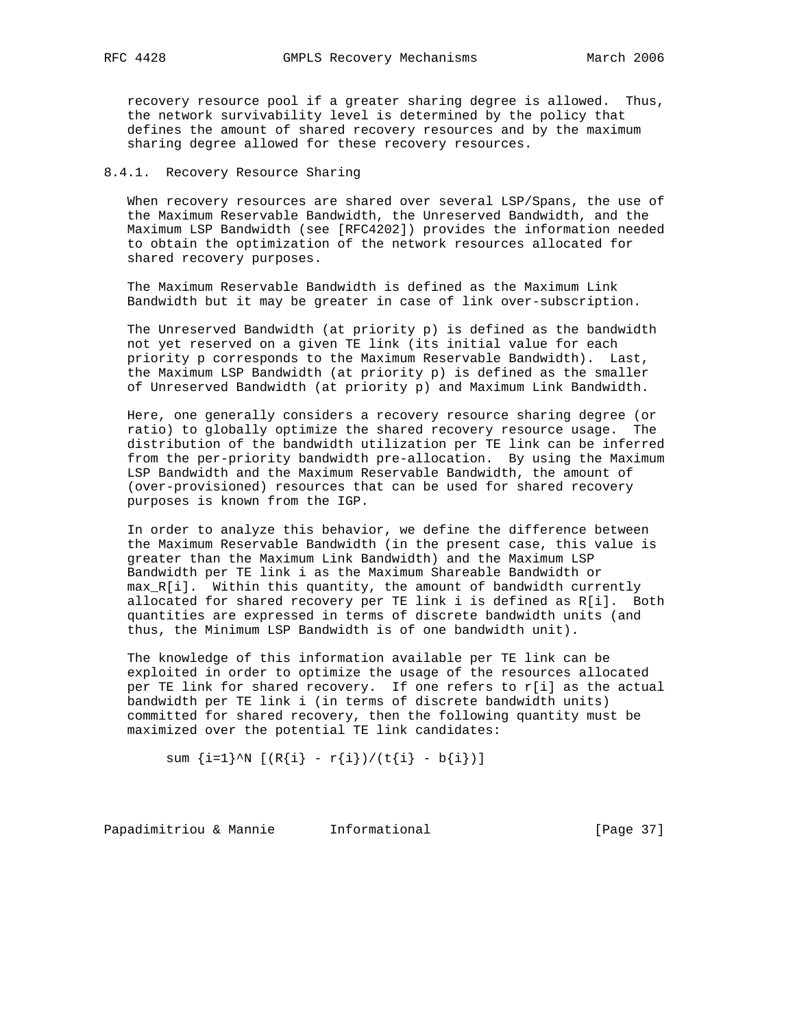recovery resource pool if a greater sharing degree is allowed. Thus, the network survivability level is determined by the policy that defines the amount of shared recovery resources and by the maximum sharing degree allowed for these recovery resources.

### 8.4.1. Recovery Resource Sharing

When recovery resources are shared over several LSP/Spans, the use of the Maximum Reservable Bandwidth, the Unreserved Bandwidth, and the Maximum LSP Bandwidth (see [RFC4202]) provides the information needed to obtain the optimization of the network resources allocated for shared recovery purposes.

The Maximum Reservable Bandwidth is defined as the Maximum Link Bandwidth but it may be greater in case of link over-subscription.

The Unreserved Bandwidth (at priority p) is defined as the bandwidth not yet reserved on a given TE link (its initial value for each priority p corresponds to the Maximum Reservable Bandwidth). Last, the Maximum LSP Bandwidth (at priority p) is defined as the smaller of Unreserved Bandwidth (at priority p) and Maximum Link Bandwidth.

Here, one generally considers a recovery resource sharing degree (or ratio) to globally optimize the shared recovery resource usage. The distribution of the bandwidth utilization per TE link can be inferred from the per-priority bandwidth pre-allocation. By using the Maximum LSP Bandwidth and the Maximum Reservable Bandwidth, the amount of (over-provisioned) resources that can be used for shared recovery purposes is known from the IGP.

In order to analyze this behavior, we define the difference between the Maximum Reservable Bandwidth (in the present case, this value is greater than the Maximum Link Bandwidth) and the Maximum LSP Bandwidth per TE link i as the Maximum Shareable Bandwidth or max_R[i]. Within this quantity, the amount of bandwidth currently allocated for shared recovery per TE link i is defined as R[i]. Both quantities are expressed in terms of discrete bandwidth units (and thus, the Minimum LSP Bandwidth is of one bandwidth unit).

The knowledge of this information available per TE link can be exploited in order to optimize the usage of the resources allocated per TE link for shared recovery. If one refers to r[i] as the actual bandwidth per TE link i (in terms of discrete bandwidth units) committed for shared recovery, then the following quantity must be maximized over the potential TE link candidates:

$$\sum_{i=1}^{N} \left[ \frac{R_{i} - r_{i}}{t_{i} - b_{i}} \right]$$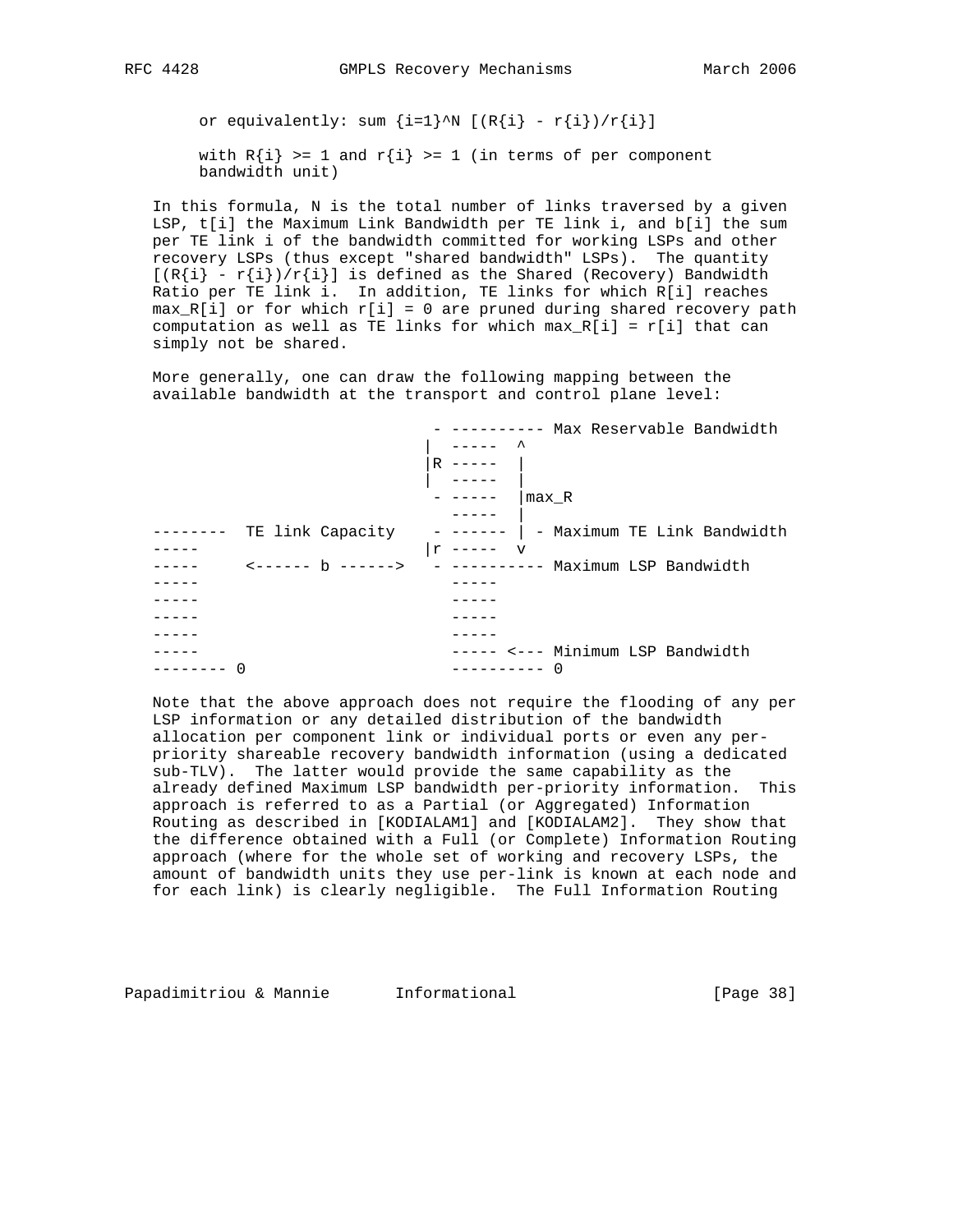or equivalently: $\sum_{i=1}^{N} [(R_{i} - r_{i})/r_{i}]$

with $R_{i} \geq 1$ and $r_{i} \geq 1$ (in terms of per component bandwidth unit)

In this formula, N is the total number of links traversed by a given LSP, t[i] the Maximum Link Bandwidth per TE link i, and b[i] the sum per TE link i of the bandwidth committed for working LSPs and other recovery LSPs (thus except "shared bandwidth" LSPs). The quantity $[(R_{i} - r_{i})/r_{i}]$ is defined as the Shared (Recovery) Bandwidth Ratio per TE link i. In addition, TE links for which R[i] reaches max_R[i] or for which r[i] = 0 are pruned during shared recovery path computation as well as TE links for which max_R[i] = r[i] that can simply not be shared.

More generally, one can draw the following mapping between the available bandwidth at the transport and control plane level:

```
                             - ---------- Max Reservable Bandwidth
                            |  -----  ^
                            |R -----  |
                            |  -----  |
                             - -----  |max_R
                               -----  |
--------  TE link Capacity    - ------ | - Maximum TE Link Bandwidth
-----                        |r -----  v
-----     <------ b ------>   - ---------- Maximum LSP Bandwidth
-----                          -----
-----                          -----
-----                          -----
-----                          -----
-----                          ----- <--- Minimum LSP Bandwidth
-------- 0                     ---------- 0
```

Note that the above approach does not require the flooding of any per LSP information or any detailed distribution of the bandwidth allocation per component link or individual ports or even any per-priority shareable recovery bandwidth information (using a dedicated sub-TLV). The latter would provide the same capability as the already defined Maximum LSP bandwidth per-priority information. This approach is referred to as a Partial (or Aggregated) Information Routing as described in [KODIALAM1] and [KODIALAM2]. They show that the difference obtained with a Full (or Complete) Information Routing approach (where for the whole set of working and recovery LSPs, the amount of bandwidth units they use per-link is known at each node and for each link) is clearly negligible. The Full Information Routing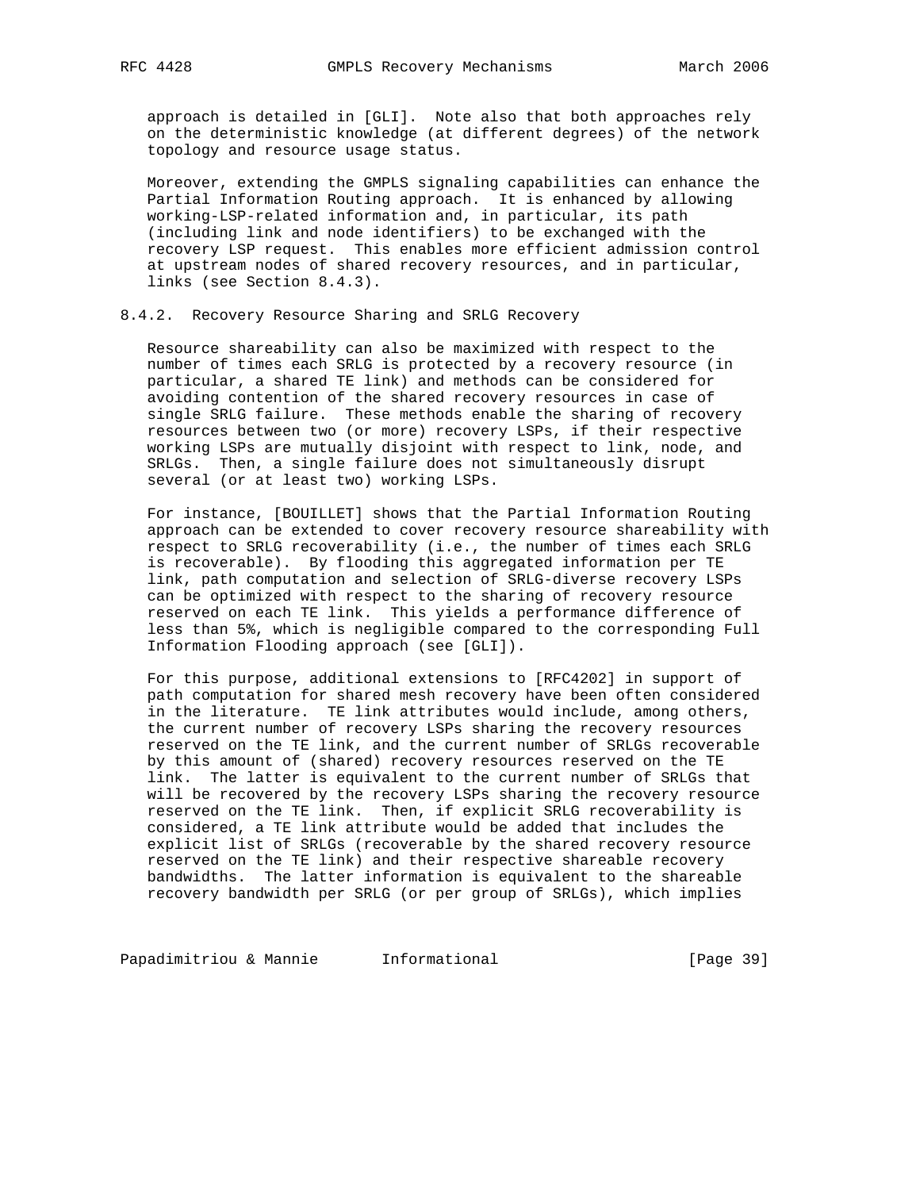approach is detailed in [GLI]. Note also that both approaches rely on the deterministic knowledge (at different degrees) of the network topology and resource usage status.

Moreover, extending the GMPLS signaling capabilities can enhance the Partial Information Routing approach. It is enhanced by allowing working-LSP-related information and, in particular, its path (including link and node identifiers) to be exchanged with the recovery LSP request. This enables more efficient admission control at upstream nodes of shared recovery resources, and in particular, links (see Section 8.4.3).

### 8.4.2. Recovery Resource Sharing and SRLG Recovery

Resource shareability can also be maximized with respect to the number of times each SRLG is protected by a recovery resource (in particular, a shared TE link) and methods can be considered for avoiding contention of the shared recovery resources in case of single SRLG failure. These methods enable the sharing of recovery resources between two (or more) recovery LSPs, if their respective working LSPs are mutually disjoint with respect to link, node, and SRLGs. Then, a single failure does not simultaneously disrupt several (or at least two) working LSPs.

For instance, [BOUILLET] shows that the Partial Information Routing approach can be extended to cover recovery resource shareability with respect to SRLG recoverability (i.e., the number of times each SRLG is recoverable). By flooding this aggregated information per TE link, path computation and selection of SRLG-diverse recovery LSPs can be optimized with respect to the sharing of recovery resource reserved on each TE link. This yields a performance difference of less than 5%, which is negligible compared to the corresponding Full Information Flooding approach (see [GLI]).

For this purpose, additional extensions to [RFC4202] in support of path computation for shared mesh recovery have been often considered in the literature. TE link attributes would include, among others, the current number of recovery LSPs sharing the recovery resources reserved on the TE link, and the current number of SRLGs recoverable by this amount of (shared) recovery resources reserved on the TE link. The latter is equivalent to the current number of SRLGs that will be recovered by the recovery LSPs sharing the recovery resource reserved on the TE link. Then, if explicit SRLG recoverability is considered, a TE link attribute would be added that includes the explicit list of SRLGs (recoverable by the shared recovery resource reserved on the TE link) and their respective shareable recovery bandwidths. The latter information is equivalent to the shareable recovery bandwidth per SRLG (or per group of SRLGs), which implies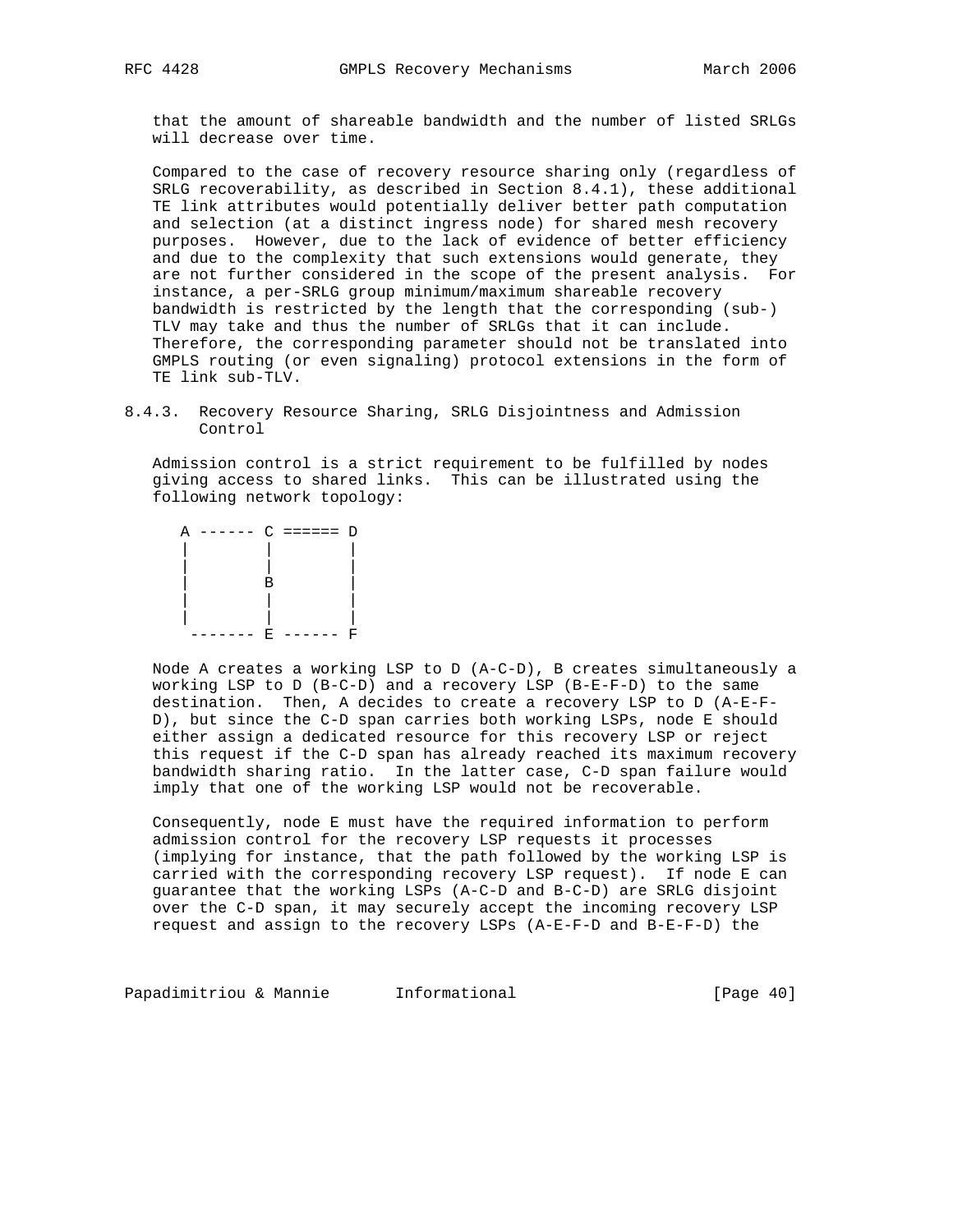that the amount of shareable bandwidth and the number of listed SRLGs will decrease over time.

Compared to the case of recovery resource sharing only (regardless of SRLG recoverability, as described in Section 8.4.1), these additional TE link attributes would potentially deliver better path computation and selection (at a distinct ingress node) for shared mesh recovery purposes. However, due to the lack of evidence of better efficiency and due to the complexity that such extensions would generate, they are not further considered in the scope of the present analysis. For instance, a per-SRLG group minimum/maximum shareable recovery bandwidth is restricted by the length that the corresponding (sub-) TLV may take and thus the number of SRLGs that it can include. Therefore, the corresponding parameter should not be translated into GMPLS routing (or even signaling) protocol extensions in the form of TE link sub-TLV.

### 8.4.3. Recovery Resource Sharing, SRLG Disjointness and Admission Control

Admission control is a strict requirement to be fulfilled by nodes giving access to shared links. This can be illustrated using the following network topology:

```
A ------ C ====== D
|        |        |
|        |        |
|        B        |
|        |        |
|        |        |
 ------- E ------ F
```

Node A creates a working LSP to D (A-C-D), B creates simultaneously a working LSP to D (B-C-D) and a recovery LSP (B-E-F-D) to the same destination. Then, A decides to create a recovery LSP to D (A-E-F-D), but since the C-D span carries both working LSPs, node E should either assign a dedicated resource for this recovery LSP or reject this request if the C-D span has already reached its maximum recovery bandwidth sharing ratio. In the latter case, C-D span failure would imply that one of the working LSP would not be recoverable.

Consequently, node E must have the required information to perform admission control for the recovery LSP requests it processes (implying for instance, that the path followed by the working LSP is carried with the corresponding recovery LSP request). If node E can guarantee that the working LSPs (A-C-D and B-C-D) are SRLG disjoint over the C-D span, it may securely accept the incoming recovery LSP request and assign to the recovery LSPs (A-E-F-D and B-E-F-D) the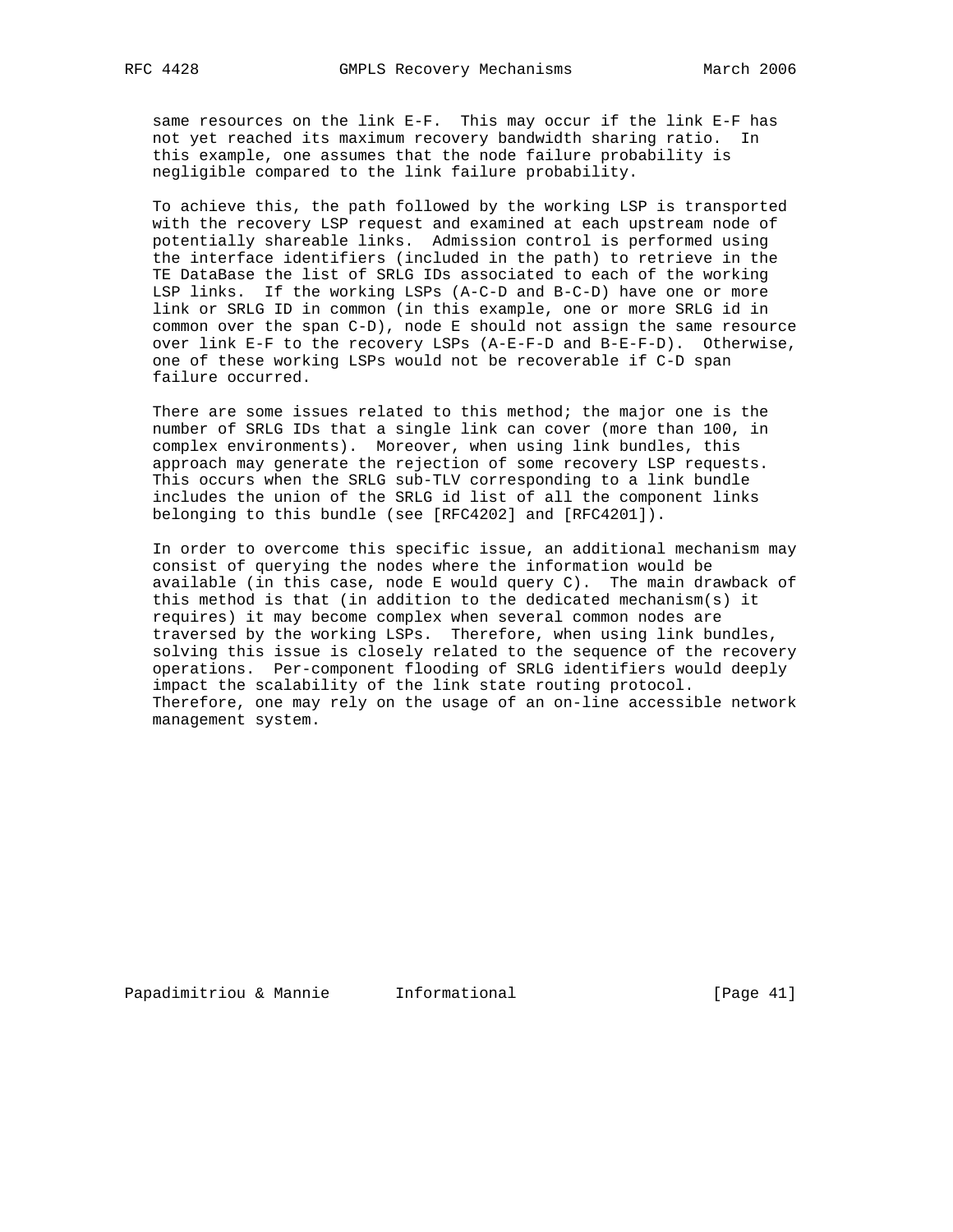same resources on the link E-F. This may occur if the link E-F has not yet reached its maximum recovery bandwidth sharing ratio. In this example, one assumes that the node failure probability is negligible compared to the link failure probability.

To achieve this, the path followed by the working LSP is transported with the recovery LSP request and examined at each upstream node of potentially shareable links. Admission control is performed using the interface identifiers (included in the path) to retrieve in the TE DataBase the list of SRLG IDs associated to each of the working LSP links. If the working LSPs (A-C-D and B-C-D) have one or more link or SRLG ID in common (in this example, one or more SRLG id in common over the span C-D), node E should not assign the same resource over link E-F to the recovery LSPs (A-E-F-D and B-E-F-D). Otherwise, one of these working LSPs would not be recoverable if C-D span failure occurred.

There are some issues related to this method; the major one is the number of SRLG IDs that a single link can cover (more than 100, in complex environments). Moreover, when using link bundles, this approach may generate the rejection of some recovery LSP requests. This occurs when the SRLG sub-TLV corresponding to a link bundle includes the union of the SRLG id list of all the component links belonging to this bundle (see [RFC4202] and [RFC4201]).

In order to overcome this specific issue, an additional mechanism may consist of querying the nodes where the information would be available (in this case, node E would query C). The main drawback of this method is that (in addition to the dedicated mechanism(s) it requires) it may become complex when several common nodes are traversed by the working LSPs. Therefore, when using link bundles, solving this issue is closely related to the sequence of the recovery operations. Per-component flooding of SRLG identifiers would deeply impact the scalability of the link state routing protocol. Therefore, one may rely on the usage of an on-line accessible network management system.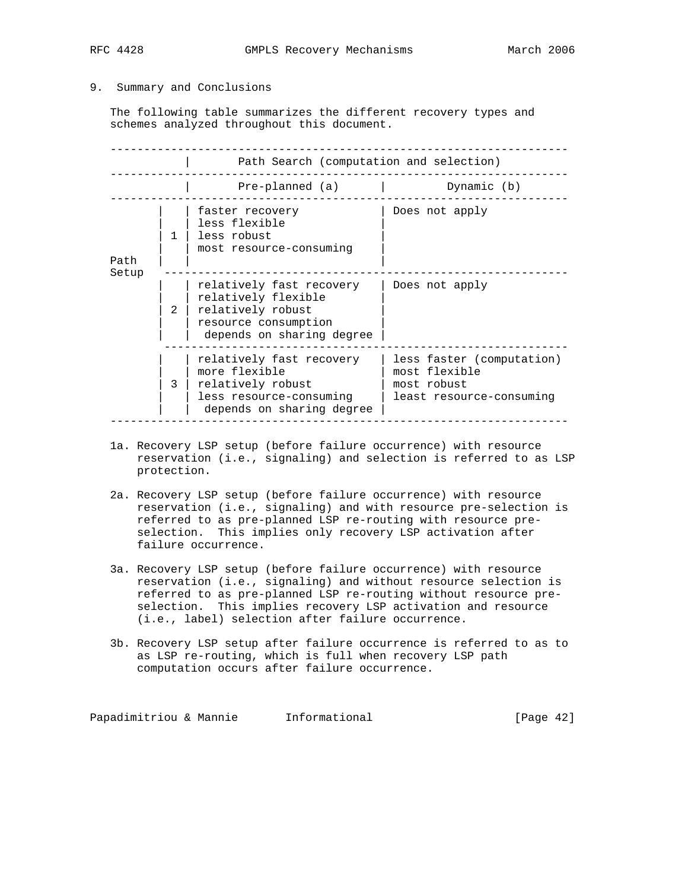## 9. Summary and Conclusions

The following table summarizes the different recovery types and schemes analyzed throughout this document.

| | | Path Search (computation and selection) | |
|---|---|---|---|
| | | Pre-planned (a) | Dynamic (b) |
| Path Setup | 1 | faster recovery<br>less flexible<br>less robust<br>most resource-consuming | Does not apply |
| | 2 | relatively fast recovery<br>relatively flexible<br>relatively robust<br>resource consumption depends on sharing degree | Does not apply |
| | 3 | relatively fast recovery<br>more flexible<br>relatively robust<br>less resource-consuming depends on sharing degree | less faster (computation)<br>most flexible<br>most robust<br>least resource-consuming |

1a. Recovery LSP setup (before failure occurrence) with resource reservation (i.e., signaling) and selection is referred to as LSP protection.

2a. Recovery LSP setup (before failure occurrence) with resource reservation (i.e., signaling) and with resource pre-selection is referred to as pre-planned LSP re-routing with resource pre-selection. This implies only recovery LSP activation after failure occurrence.

3a. Recovery LSP setup (before failure occurrence) with resource reservation (i.e., signaling) and without resource selection is referred to as pre-planned LSP re-routing without resource pre-selection. This implies recovery LSP activation and resource (i.e., label) selection after failure occurrence.

3b. Recovery LSP setup after failure occurrence is referred to as to as LSP re-routing, which is full when recovery LSP path computation occurs after failure occurrence.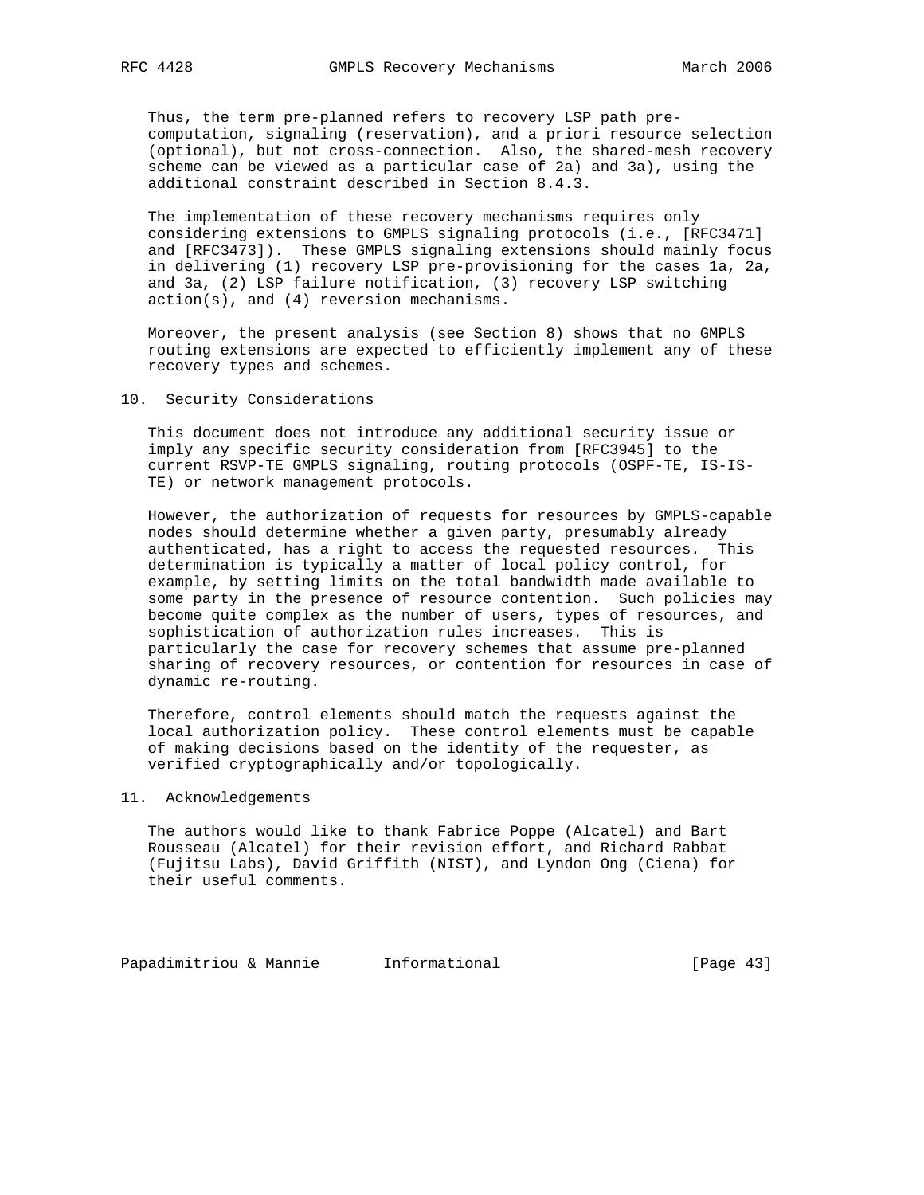Thus, the term pre-planned refers to recovery LSP path pre-computation, signaling (reservation), and a priori resource selection (optional), but not cross-connection. Also, the shared-mesh recovery scheme can be viewed as a particular case of 2a) and 3a), using the additional constraint described in Section 8.4.3.

The implementation of these recovery mechanisms requires only considering extensions to GMPLS signaling protocols (i.e., [RFC3471] and [RFC3473]). These GMPLS signaling extensions should mainly focus in delivering (1) recovery LSP pre-provisioning for the cases 1a, 2a, and 3a, (2) LSP failure notification, (3) recovery LSP switching action(s), and (4) reversion mechanisms.

Moreover, the present analysis (see Section 8) shows that no GMPLS routing extensions are expected to efficiently implement any of these recovery types and schemes.

## 10. Security Considerations

This document does not introduce any additional security issue or imply any specific security consideration from [RFC3945] to the current RSVP-TE GMPLS signaling, routing protocols (OSPF-TE, IS-IS-TE) or network management protocols.

However, the authorization of requests for resources by GMPLS-capable nodes should determine whether a given party, presumably already authenticated, has a right to access the requested resources. This determination is typically a matter of local policy control, for example, by setting limits on the total bandwidth made available to some party in the presence of resource contention. Such policies may become quite complex as the number of users, types of resources, and sophistication of authorization rules increases. This is particularly the case for recovery schemes that assume pre-planned sharing of recovery resources, or contention for resources in case of dynamic re-routing.

Therefore, control elements should match the requests against the local authorization policy. These control elements must be capable of making decisions based on the identity of the requester, as verified cryptographically and/or topologically.

## 11. Acknowledgements

The authors would like to thank Fabrice Poppe (Alcatel) and Bart Rousseau (Alcatel) for their revision effort, and Richard Rabbat (Fujitsu Labs), David Griffith (NIST), and Lyndon Ong (Ciena) for their useful comments.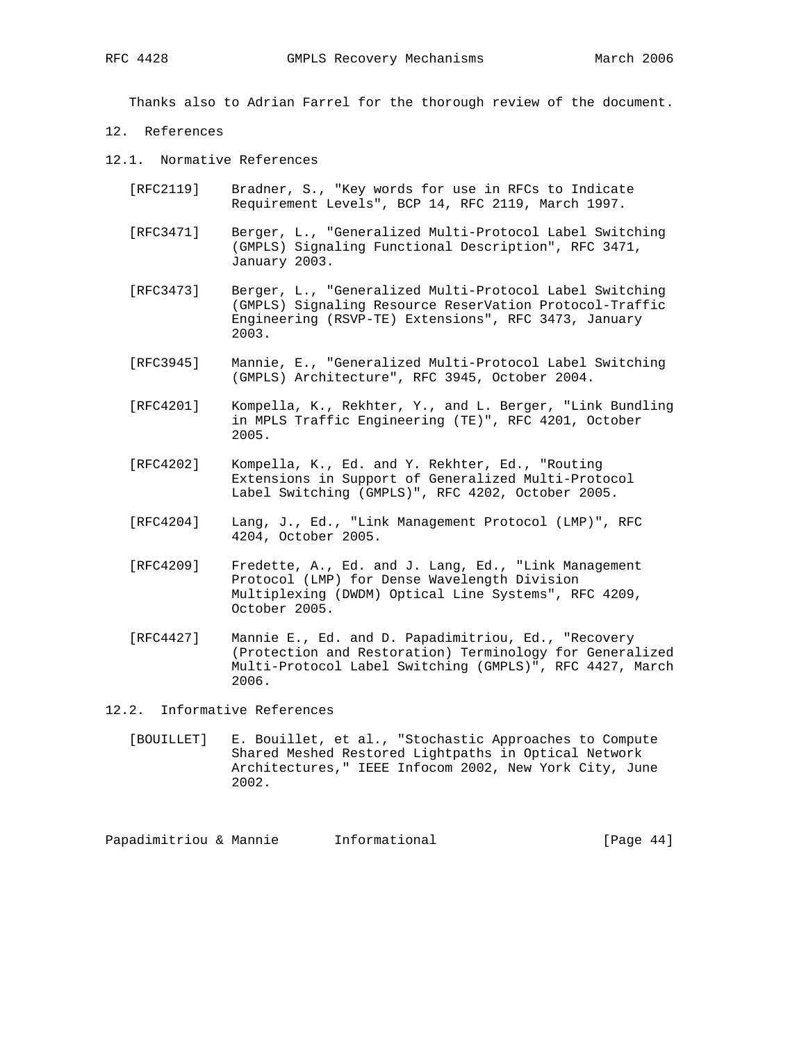Thanks also to Adrian Farrel for the thorough review of the document.

## 12. References

### 12.1. Normative References

[RFC2119] Bradner, S., "Key words for use in RFCs to Indicate Requirement Levels", BCP 14, RFC 2119, March 1997.

[RFC3471] Berger, L., "Generalized Multi-Protocol Label Switching (GMPLS) Signaling Functional Description", RFC 3471, January 2003.

[RFC3473] Berger, L., "Generalized Multi-Protocol Label Switching (GMPLS) Signaling Resource ReserVation Protocol-Traffic Engineering (RSVP-TE) Extensions", RFC 3473, January 2003.

[RFC3945] Mannie, E., "Generalized Multi-Protocol Label Switching (GMPLS) Architecture", RFC 3945, October 2004.

[RFC4201] Kompella, K., Rekhter, Y., and L. Berger, "Link Bundling in MPLS Traffic Engineering (TE)", RFC 4201, October 2005.

[RFC4202] Kompella, K., Ed. and Y. Rekhter, Ed., "Routing Extensions in Support of Generalized Multi-Protocol Label Switching (GMPLS)", RFC 4202, October 2005.

[RFC4204] Lang, J., Ed., "Link Management Protocol (LMP)", RFC 4204, October 2005.

[RFC4209] Fredette, A., Ed. and J. Lang, Ed., "Link Management Protocol (LMP) for Dense Wavelength Division Multiplexing (DWDM) Optical Line Systems", RFC 4209, October 2005.

[RFC4427] Mannie E., Ed. and D. Papadimitriou, Ed., "Recovery (Protection and Restoration) Terminology for Generalized Multi-Protocol Label Switching (GMPLS)", RFC 4427, March 2006.

### 12.2. Informative References

[BOUILLET] E. Bouillet, et al., "Stochastic Approaches to Compute Shared Meshed Restored Lightpaths in Optical Network Architectures," IEEE Infocom 2002, New York City, June 2002.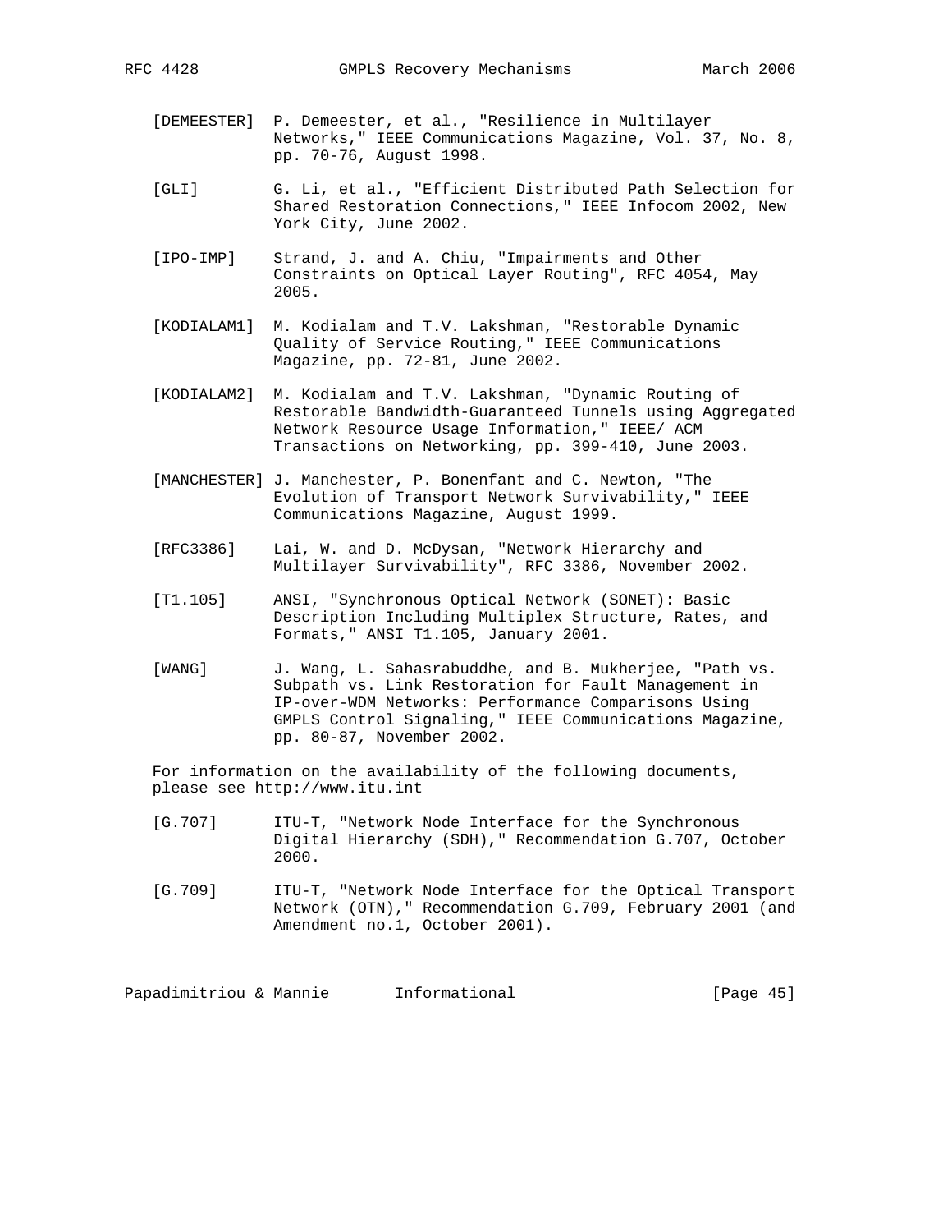[DEMEESTER] P. Demeester, et al., "Resilience in Multilayer Networks," IEEE Communications Magazine, Vol. 37, No. 8, pp. 70-76, August 1998.

[GLI] G. Li, et al., "Efficient Distributed Path Selection for Shared Restoration Connections," IEEE Infocom 2002, New York City, June 2002.

[IPO-IMP] Strand, J. and A. Chiu, "Impairments and Other Constraints on Optical Layer Routing", RFC 4054, May 2005.

[KODIALAM1] M. Kodialam and T.V. Lakshman, "Restorable Dynamic Quality of Service Routing," IEEE Communications Magazine, pp. 72-81, June 2002.

[KODIALAM2] M. Kodialam and T.V. Lakshman, "Dynamic Routing of Restorable Bandwidth-Guaranteed Tunnels using Aggregated Network Resource Usage Information," IEEE/ ACM Transactions on Networking, pp. 399-410, June 2003.

[MANCHESTER] J. Manchester, P. Bonenfant and C. Newton, "The Evolution of Transport Network Survivability," IEEE Communications Magazine, August 1999.

[RFC3386] Lai, W. and D. McDysan, "Network Hierarchy and Multilayer Survivability", RFC 3386, November 2002.

[T1.105] ANSI, "Synchronous Optical Network (SONET): Basic Description Including Multiplex Structure, Rates, and Formats," ANSI T1.105, January 2001.

[WANG] J. Wang, L. Sahasrabuddhe, and B. Mukherjee, "Path vs. Subpath vs. Link Restoration for Fault Management in IP-over-WDM Networks: Performance Comparisons Using GMPLS Control Signaling," IEEE Communications Magazine, pp. 80-87, November 2002.

For information on the availability of the following documents, please see http://www.itu.int

[G.707] ITU-T, "Network Node Interface for the Synchronous Digital Hierarchy (SDH)," Recommendation G.707, October 2000.

[G.709] ITU-T, "Network Node Interface for the Optical Transport Network (OTN)," Recommendation G.709, February 2001 (and Amendment no.1, October 2001).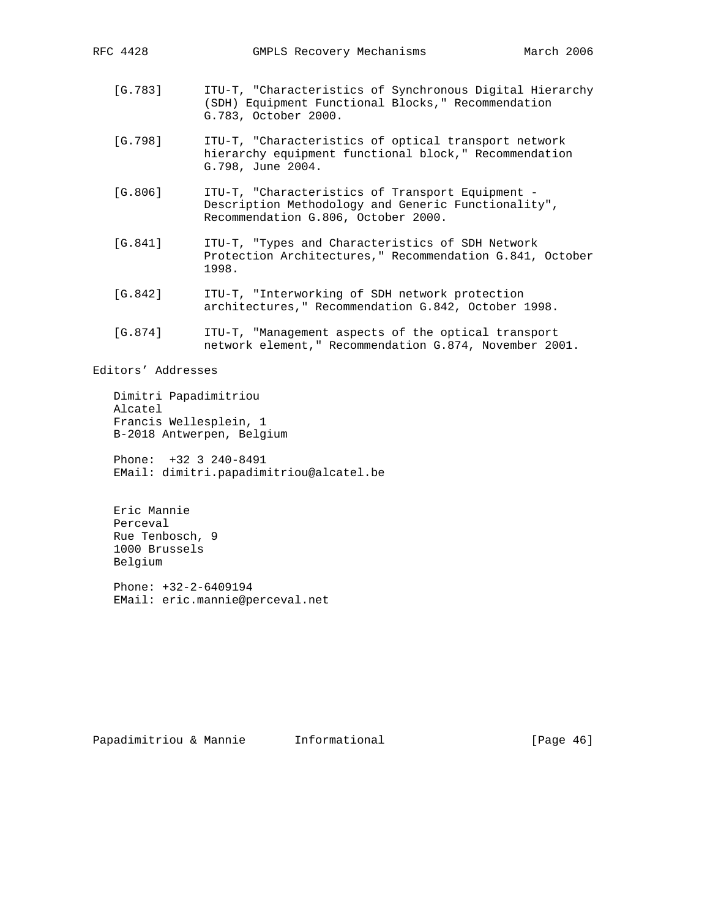[G.783] ITU-T, "Characteristics of Synchronous Digital Hierarchy (SDH) Equipment Functional Blocks," Recommendation G.783, October 2000.

[G.798] ITU-T, "Characteristics of optical transport network hierarchy equipment functional block," Recommendation G.798, June 2004.

[G.806] ITU-T, "Characteristics of Transport Equipment - Description Methodology and Generic Functionality", Recommendation G.806, October 2000.

[G.841] ITU-T, "Types and Characteristics of SDH Network Protection Architectures," Recommendation G.841, October 1998.

[G.842] ITU-T, "Interworking of SDH network protection architectures," Recommendation G.842, October 1998.

[G.874] ITU-T, "Management aspects of the optical transport network element," Recommendation G.874, November 2001.

## Editors' Addresses

Dimitri Papadimitriou
Alcatel
Francis Wellesplein, 1
B-2018 Antwerpen, Belgium

Phone: +32 3 240-8491
EMail: dimitri.papadimitriou@alcatel.be

Eric Mannie
Perceval
Rue Tenbosch, 9
1000 Brussels
Belgium

Phone: +32-2-6409194
EMail: eric.mannie@perceval.net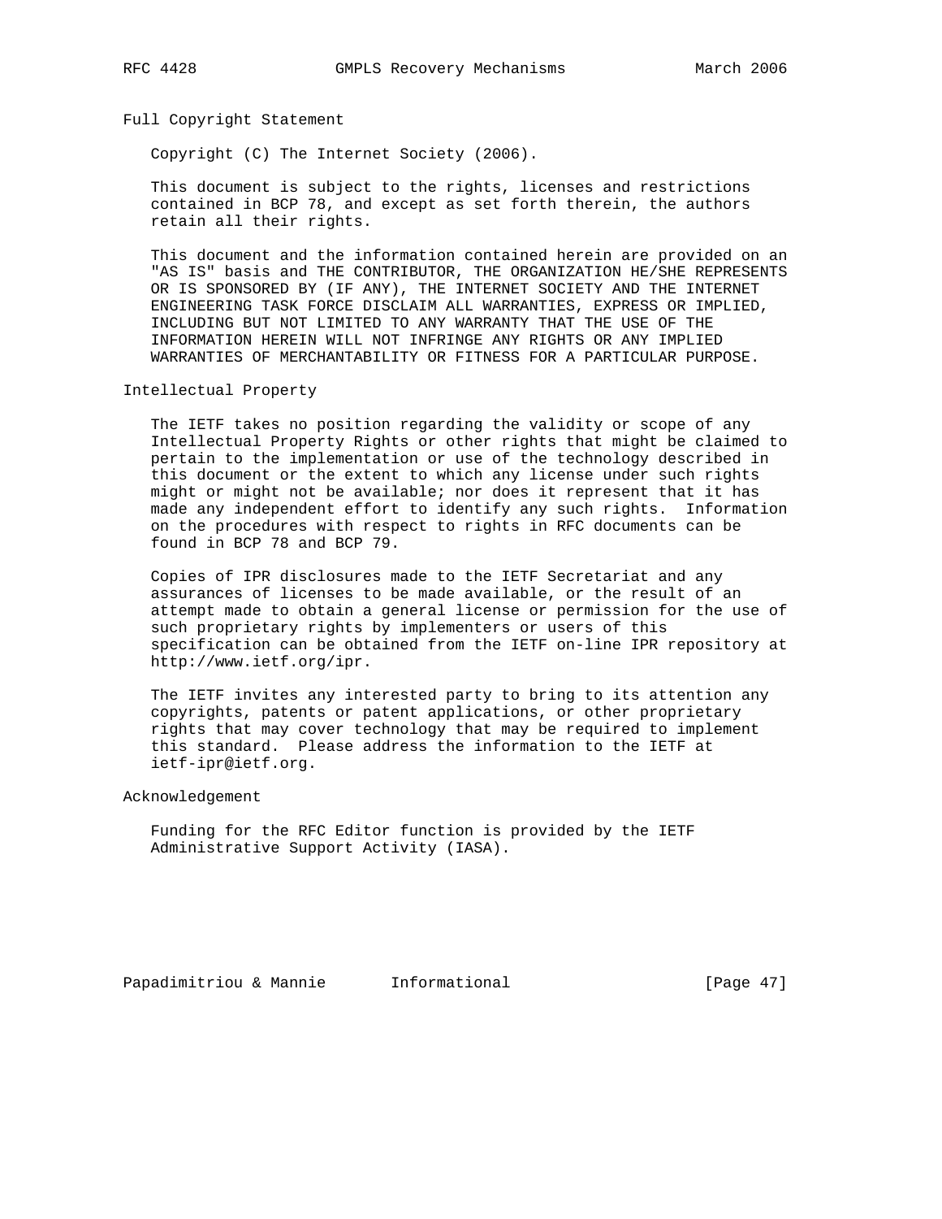## Full Copyright Statement

Copyright (C) The Internet Society (2006).

This document is subject to the rights, licenses and restrictions contained in BCP 78, and except as set forth therein, the authors retain all their rights.

This document and the information contained herein are provided on an "AS IS" basis and THE CONTRIBUTOR, THE ORGANIZATION HE/SHE REPRESENTS OR IS SPONSORED BY (IF ANY), THE INTERNET SOCIETY AND THE INTERNET ENGINEERING TASK FORCE DISCLAIM ALL WARRANTIES, EXPRESS OR IMPLIED, INCLUDING BUT NOT LIMITED TO ANY WARRANTY THAT THE USE OF THE INFORMATION HEREIN WILL NOT INFRINGE ANY RIGHTS OR ANY IMPLIED WARRANTIES OF MERCHANTABILITY OR FITNESS FOR A PARTICULAR PURPOSE.

## Intellectual Property

The IETF takes no position regarding the validity or scope of any Intellectual Property Rights or other rights that might be claimed to pertain to the implementation or use of the technology described in this document or the extent to which any license under such rights might or might not be available; nor does it represent that it has made any independent effort to identify any such rights. Information on the procedures with respect to rights in RFC documents can be found in BCP 78 and BCP 79.

Copies of IPR disclosures made to the IETF Secretariat and any assurances of licenses to be made available, or the result of an attempt made to obtain a general license or permission for the use of such proprietary rights by implementers or users of this specification can be obtained from the IETF on-line IPR repository at http://www.ietf.org/ipr.

The IETF invites any interested party to bring to its attention any copyrights, patents or patent applications, or other proprietary rights that may cover technology that may be required to implement this standard. Please address the information to the IETF at ietf-ipr@ietf.org.

## Acknowledgement

Funding for the RFC Editor function is provided by the IETF Administrative Support Activity (IASA).